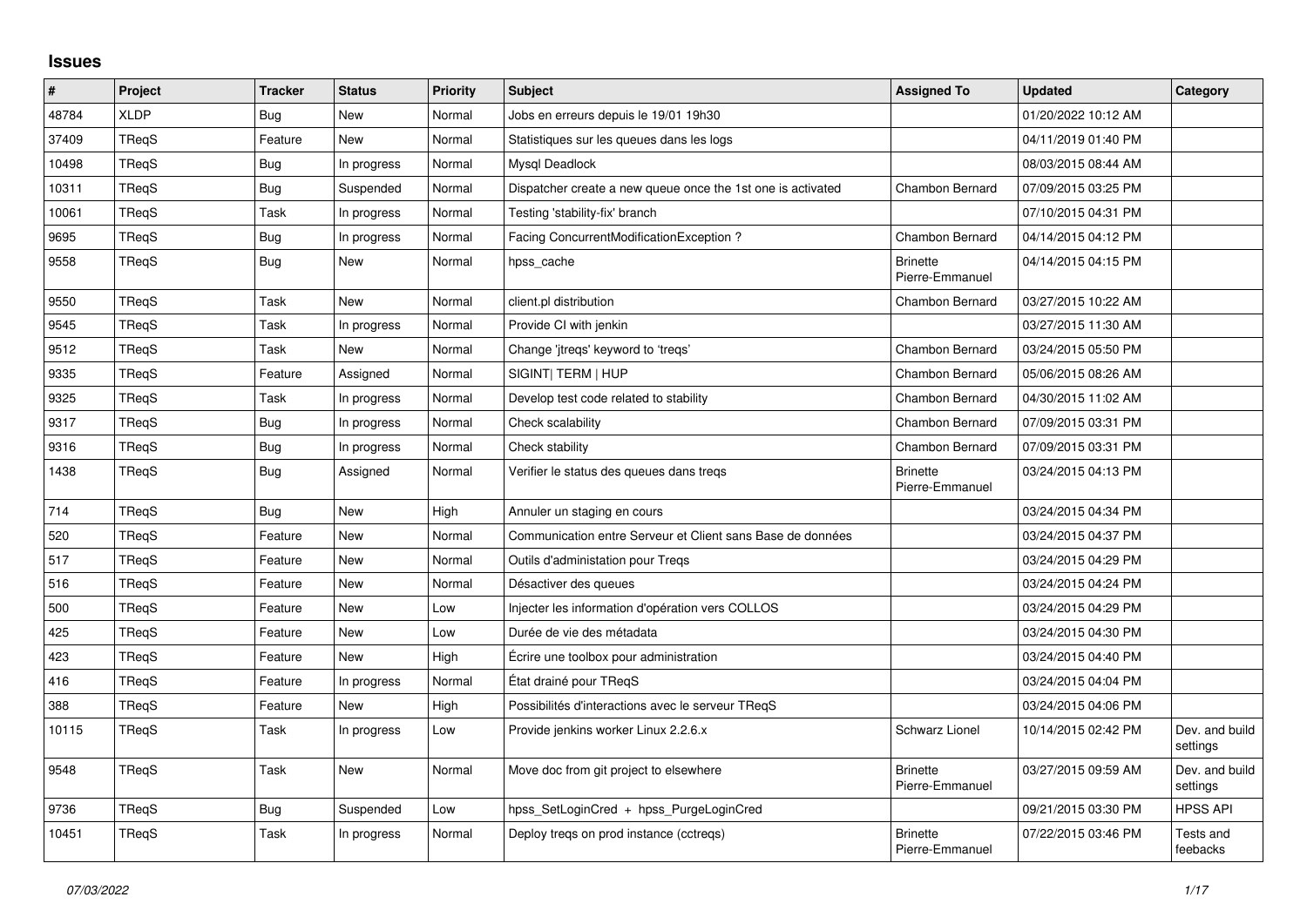## Issues

| # | Project | Tracker | Status | Priority | Subject | Assigned To | Updated | Category |
|---|---|---|---|---|---|---|---|---|
| 48784 | XLDP | Bug | New | Normal | Jobs en erreurs depuis le 19/01 19h30 | | 01/20/2022 10:12 AM | |
| 37409 | TReqS | Feature | New | Normal | Statistiques sur les queues dans les logs | | 04/11/2019 01:40 PM | |
| 10498 | TReqS | Bug | In progress | Normal | Mysql Deadlock | | 08/03/2015 08:44 AM | |
| 10311 | TReqS | Bug | Suspended | Normal | Dispatcher create a new queue once the 1st one is activated | Chambon Bernard | 07/09/2015 03:25 PM | |
| 10061 | TReqS | Task | In progress | Normal | Testing 'stability-fix' branch | | 07/10/2015 04:31 PM | |
| 9695 | TReqS | Bug | In progress | Normal | Facing ConcurrentModificationException ? | Chambon Bernard | 04/14/2015 04:12 PM | |
| 9558 | TReqS | Bug | New | Normal | hpss_cache | Brinette Pierre-Emmanuel | 04/14/2015 04:15 PM | |
| 9550 | TReqS | Task | New | Normal | client.pl distribution | Chambon Bernard | 03/27/2015 10:22 AM | |
| 9545 | TReqS | Task | In progress | Normal | Provide CI with jenkin | | 03/27/2015 11:30 AM | |
| 9512 | TReqS | Task | New | Normal | Change 'jtreqs' keyword to 'treqs' | Chambon Bernard | 03/24/2015 05:50 PM | |
| 9335 | TReqS | Feature | Assigned | Normal | SIGINT\| TERM \| HUP | Chambon Bernard | 05/06/2015 08:26 AM | |
| 9325 | TReqS | Task | In progress | Normal | Develop test code related to stability | Chambon Bernard | 04/30/2015 11:02 AM | |
| 9317 | TReqS | Bug | In progress | Normal | Check scalability | Chambon Bernard | 07/09/2015 03:31 PM | |
| 9316 | TReqS | Bug | In progress | Normal | Check stability | Chambon Bernard | 07/09/2015 03:31 PM | |
| 1438 | TReqS | Bug | Assigned | Normal | Verifier le status des queues dans treqs | Brinette Pierre-Emmanuel | 03/24/2015 04:13 PM | |
| 714 | TReqS | Bug | New | High | Annuler un staging en cours | | 03/24/2015 04:34 PM | |
| 520 | TReqS | Feature | New | Normal | Communication entre Serveur et Client sans Base de données | | 03/24/2015 04:37 PM | |
| 517 | TReqS | Feature | New | Normal | Outils d'administation pour Treqs | | 03/24/2015 04:29 PM | |
| 516 | TReqS | Feature | New | Normal | Désactiver des queues | | 03/24/2015 04:24 PM | |
| 500 | TReqS | Feature | New | Low | Injecter les information d'opération vers COLLOS | | 03/24/2015 04:29 PM | |
| 425 | TReqS | Feature | New | Low | Durée de vie des métadata | | 03/24/2015 04:30 PM | |
| 423 | TReqS | Feature | New | High | Écrire une toolbox pour administration | | 03/24/2015 04:40 PM | |
| 416 | TReqS | Feature | In progress | Normal | État drainé pour TReqS | | 03/24/2015 04:04 PM | |
| 388 | TReqS | Feature | New | High | Possibilités d'interactions avec le serveur TReqS | | 03/24/2015 04:06 PM | |
| 10115 | TReqS | Task | In progress | Low | Provide jenkins worker Linux 2.2.6.x | Schwarz Lionel | 10/14/2015 02:42 PM | Dev. and build settings |
| 9548 | TReqS | Task | New | Normal | Move doc from git project to elsewhere | Brinette Pierre-Emmanuel | 03/27/2015 09:59 AM | Dev. and build settings |
| 9736 | TReqS | Bug | Suspended | Low | hpss_SetLoginCred + hpss_PurgeLoginCred | | 09/21/2015 03:30 PM | HPSS API |
| 10451 | TReqS | Task | In progress | Normal | Deploy treqs on prod instance (cctreqs) | Brinette Pierre-Emmanuel | 07/22/2015 03:46 PM | Tests and feebacks |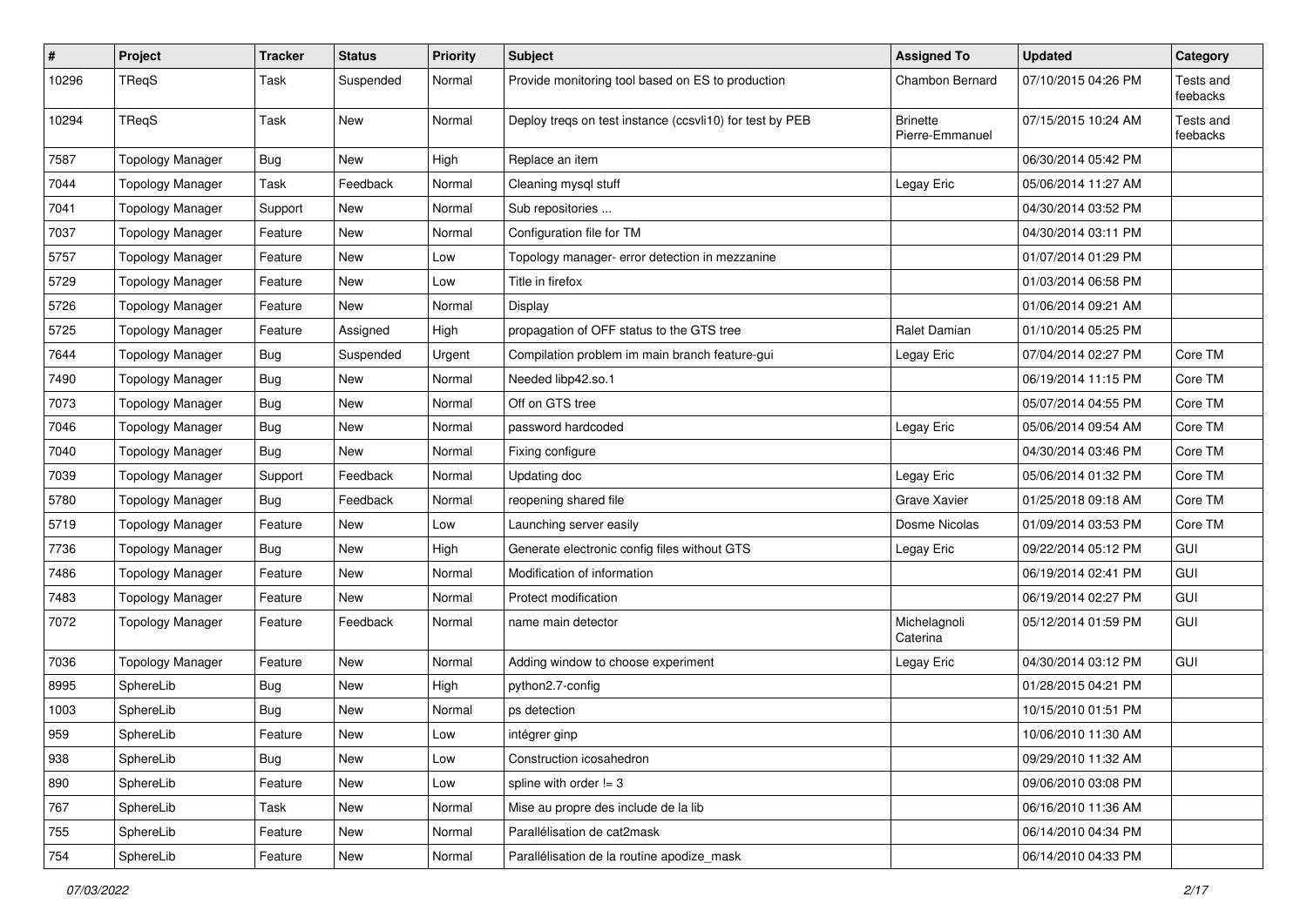| # | Project | Tracker | Status | Priority | Subject | Assigned To | Updated | Category |
|---|---|---|---|---|---|---|---|---|
| 10296 | TReqS | Task | Suspended | Normal | Provide monitoring tool based on ES to production | Chambon Bernard | 07/10/2015 04:26 PM | Tests and feebacks |
| 10294 | TReqS | Task | New | Normal | Deploy treqs on test instance (ccsvli10) for test by PEB | Brinette Pierre-Emmanuel | 07/15/2015 10:24 AM | Tests and feebacks |
| 7587 | Topology Manager | Bug | New | High | Replace an item | | 06/30/2014 05:42 PM | |
| 7044 | Topology Manager | Task | Feedback | Normal | Cleaning mysql stuff | Legay Eric | 05/06/2014 11:27 AM | |
| 7041 | Topology Manager | Support | New | Normal | Sub repositories ... | | 04/30/2014 03:52 PM | |
| 7037 | Topology Manager | Feature | New | Normal | Configuration file for TM | | 04/30/2014 03:11 PM | |
| 5757 | Topology Manager | Feature | New | Low | Topology manager- error detection in mezzanine | | 01/07/2014 01:29 PM | |
| 5729 | Topology Manager | Feature | New | Low | Title in firefox | | 01/03/2014 06:58 PM | |
| 5726 | Topology Manager | Feature | New | Normal | Display | | 01/06/2014 09:21 AM | |
| 5725 | Topology Manager | Feature | Assigned | High | propagation of OFF status to the GTS tree | Ralet Damian | 01/10/2014 05:25 PM | |
| 7644 | Topology Manager | Bug | Suspended | Urgent | Compilation problem im main branch feature-gui | Legay Eric | 07/04/2014 02:27 PM | Core TM |
| 7490 | Topology Manager | Bug | New | Normal | Needed libp42.so.1 | | 06/19/2014 11:15 PM | Core TM |
| 7073 | Topology Manager | Bug | New | Normal | Off on GTS tree | | 05/07/2014 04:55 PM | Core TM |
| 7046 | Topology Manager | Bug | New | Normal | password hardcoded | Legay Eric | 05/06/2014 09:54 AM | Core TM |
| 7040 | Topology Manager | Bug | New | Normal | Fixing configure | | 04/30/2014 03:46 PM | Core TM |
| 7039 | Topology Manager | Support | Feedback | Normal | Updating doc | Legay Eric | 05/06/2014 01:32 PM | Core TM |
| 5780 | Topology Manager | Bug | Feedback | Normal | reopening shared file | Grave Xavier | 01/25/2018 09:18 AM | Core TM |
| 5719 | Topology Manager | Feature | New | Low | Launching server easily | Dosme Nicolas | 01/09/2014 03:53 PM | Core TM |
| 7736 | Topology Manager | Bug | New | High | Generate electronic config files without GTS | Legay Eric | 09/22/2014 05:12 PM | GUI |
| 7486 | Topology Manager | Feature | New | Normal | Modification of information | | 06/19/2014 02:41 PM | GUI |
| 7483 | Topology Manager | Feature | New | Normal | Protect modification | | 06/19/2014 02:27 PM | GUI |
| 7072 | Topology Manager | Feature | Feedback | Normal | name main detector | Michelagnoli Caterina | 05/12/2014 01:59 PM | GUI |
| 7036 | Topology Manager | Feature | New | Normal | Adding window to choose experiment | Legay Eric | 04/30/2014 03:12 PM | GUI |
| 8995 | SphereLib | Bug | New | High | python2.7-config | | 01/28/2015 04:21 PM | |
| 1003 | SphereLib | Bug | New | Normal | ps detection | | 10/15/2010 01:51 PM | |
| 959 | SphereLib | Feature | New | Low | intégrer ginp | | 10/06/2010 11:30 AM | |
| 938 | SphereLib | Bug | New | Low | Construction icosahedron | | 09/29/2010 11:32 AM | |
| 890 | SphereLib | Feature | New | Low | spline with order != 3 | | 09/06/2010 03:08 PM | |
| 767 | SphereLib | Task | New | Normal | Mise au propre des include de la lib | | 06/16/2010 11:36 AM | |
| 755 | SphereLib | Feature | New | Normal | Parallélisation de cat2mask | | 06/14/2010 04:34 PM | |
| 754 | SphereLib | Feature | New | Normal | Parallélisation de la routine apodize_mask | | 06/14/2010 04:33 PM | |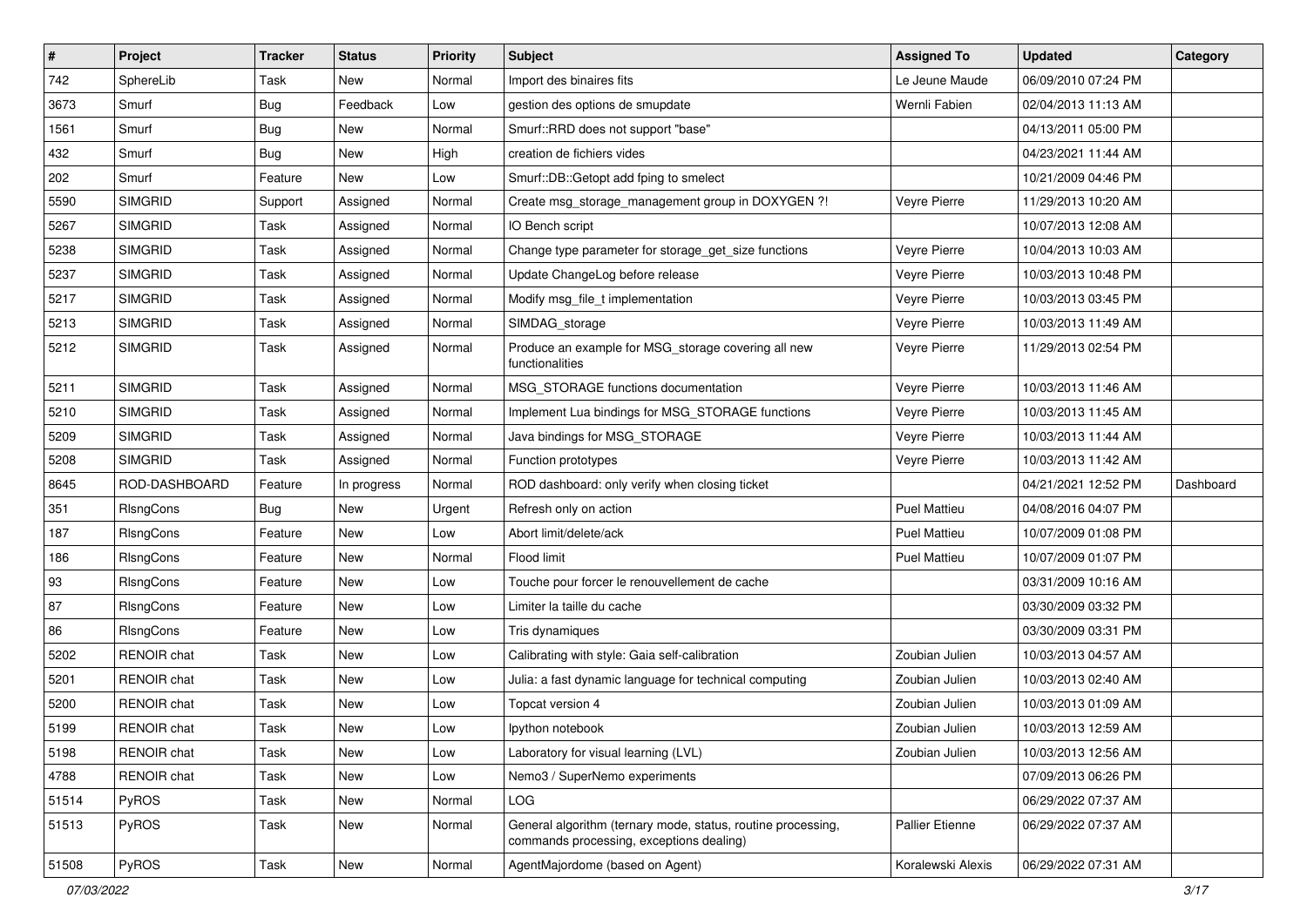| # | Project | Tracker | Status | Priority | Subject | Assigned To | Updated | Category |
| --- | --- | --- | --- | --- | --- | --- | --- | --- |
| 742 | SphereLib | Task | New | Normal | Import des binaires fits | Le Jeune Maude | 06/09/2010 07:24 PM | |
| 3673 | Smurf | Bug | Feedback | Low | gestion des options de smupdate | Wernli Fabien | 02/04/2013 11:13 AM | |
| 1561 | Smurf | Bug | New | Normal | Smurf::RRD does not support "base" | | 04/13/2011 05:00 PM | |
| 432 | Smurf | Bug | New | High | creation de fichiers vides | | 04/23/2021 11:44 AM | |
| 202 | Smurf | Feature | New | Low | Smurf::DB::Getopt add fping to smelect | | 10/21/2009 04:46 PM | |
| 5590 | SIMGRID | Support | Assigned | Normal | Create msg_storage_management group in DOXYGEN ?! | Veyre Pierre | 11/29/2013 10:20 AM | |
| 5267 | SIMGRID | Task | Assigned | Normal | IO Bench script | | 10/07/2013 12:08 AM | |
| 5238 | SIMGRID | Task | Assigned | Normal | Change type parameter for storage_get_size functions | Veyre Pierre | 10/04/2013 10:03 AM | |
| 5237 | SIMGRID | Task | Assigned | Normal | Update ChangeLog before release | Veyre Pierre | 10/03/2013 10:48 PM | |
| 5217 | SIMGRID | Task | Assigned | Normal | Modify msg_file_t implementation | Veyre Pierre | 10/03/2013 03:45 PM | |
| 5213 | SIMGRID | Task | Assigned | Normal | SIMDAG_storage | Veyre Pierre | 10/03/2013 11:49 AM | |
| 5212 | SIMGRID | Task | Assigned | Normal | Produce an example for MSG_storage covering all new functionalities | Veyre Pierre | 11/29/2013 02:54 PM | |
| 5211 | SIMGRID | Task | Assigned | Normal | MSG_STORAGE functions documentation | Veyre Pierre | 10/03/2013 11:46 AM | |
| 5210 | SIMGRID | Task | Assigned | Normal | Implement Lua bindings for MSG_STORAGE functions | Veyre Pierre | 10/03/2013 11:45 AM | |
| 5209 | SIMGRID | Task | Assigned | Normal | Java bindings for MSG_STORAGE | Veyre Pierre | 10/03/2013 11:44 AM | |
| 5208 | SIMGRID | Task | Assigned | Normal | Function prototypes | Veyre Pierre | 10/03/2013 11:42 AM | |
| 8645 | ROD-DASHBOARD | Feature | In progress | Normal | ROD dashboard: only verify when closing ticket | | 04/21/2021 12:52 PM | Dashboard |
| 351 | RlsngCons | Bug | New | Urgent | Refresh only on action | Puel Mattieu | 04/08/2016 04:07 PM | |
| 187 | RlsngCons | Feature | New | Low | Abort limit/delete/ack | Puel Mattieu | 10/07/2009 01:08 PM | |
| 186 | RlsngCons | Feature | New | Normal | Flood limit | Puel Mattieu | 10/07/2009 01:07 PM | |
| 93 | RlsngCons | Feature | New | Low | Touche pour forcer le renouvellement de cache | | 03/31/2009 10:16 AM | |
| 87 | RlsngCons | Feature | New | Low | Limiter la taille du cache | | 03/30/2009 03:32 PM | |
| 86 | RlsngCons | Feature | New | Low | Tris dynamiques | | 03/30/2009 03:31 PM | |
| 5202 | RENOIR chat | Task | New | Low | Calibrating with style: Gaia self-calibration | Zoubian Julien | 10/03/2013 04:57 AM | |
| 5201 | RENOIR chat | Task | New | Low | Julia: a fast dynamic language for technical computing | Zoubian Julien | 10/03/2013 02:40 AM | |
| 5200 | RENOIR chat | Task | New | Low | Topcat version 4 | Zoubian Julien | 10/03/2013 01:09 AM | |
| 5199 | RENOIR chat | Task | New | Low | Ipython notebook | Zoubian Julien | 10/03/2013 12:59 AM | |
| 5198 | RENOIR chat | Task | New | Low | Laboratory for visual learning (LVL) | Zoubian Julien | 10/03/2013 12:56 AM | |
| 4788 | RENOIR chat | Task | New | Low | Nemo3 / SuperNemo experiments | | 07/09/2013 06:26 PM | |
| 51514 | PyROS | Task | New | Normal | LOG | | 06/29/2022 07:37 AM | |
| 51513 | PyROS | Task | New | Normal | General algorithm (ternary mode, status, routine processing, commands processing, exceptions dealing) | Pallier Etienne | 06/29/2022 07:37 AM | |
| 51508 | PyROS | Task | New | Normal | AgentMajordome (based on Agent) | Koralewski Alexis | 06/29/2022 07:31 AM | |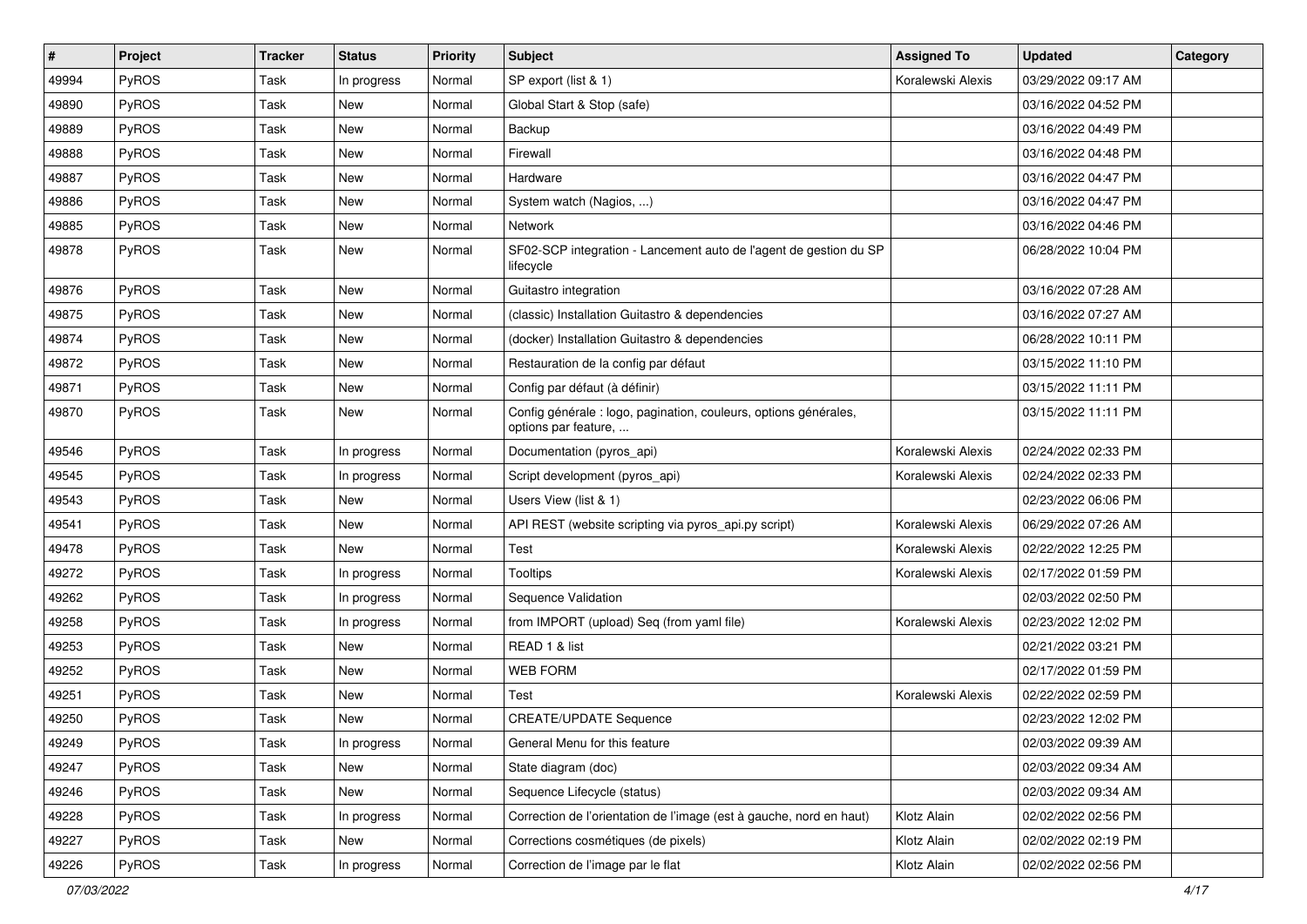| # | Project | Tracker | Status | Priority | Subject | Assigned To | Updated | Category |
|---|---|---|---|---|---|---|---|---|
| 49994 | PyROS | Task | In progress | Normal | SP export (list & 1) | Koralewski Alexis | 03/29/2022 09:17 AM | |
| 49890 | PyROS | Task | New | Normal | Global Start & Stop (safe) | | 03/16/2022 04:52 PM | |
| 49889 | PyROS | Task | New | Normal | Backup | | 03/16/2022 04:49 PM | |
| 49888 | PyROS | Task | New | Normal | Firewall | | 03/16/2022 04:48 PM | |
| 49887 | PyROS | Task | New | Normal | Hardware | | 03/16/2022 04:47 PM | |
| 49886 | PyROS | Task | New | Normal | System watch (Nagios, ...) | | 03/16/2022 04:47 PM | |
| 49885 | PyROS | Task | New | Normal | Network | | 03/16/2022 04:46 PM | |
| 49878 | PyROS | Task | New | Normal | SF02-SCP integration - Lancement auto de l'agent de gestion du SP lifecycle | | 06/28/2022 10:04 PM | |
| 49876 | PyROS | Task | New | Normal | Guitastro integration | | 03/16/2022 07:28 AM | |
| 49875 | PyROS | Task | New | Normal | (classic) Installation Guitastro & dependencies | | 03/16/2022 07:27 AM | |
| 49874 | PyROS | Task | New | Normal | (docker) Installation Guitastro & dependencies | | 06/28/2022 10:11 PM | |
| 49872 | PyROS | Task | New | Normal | Restauration de la config par défaut | | 03/15/2022 11:10 PM | |
| 49871 | PyROS | Task | New | Normal | Config par défaut (à définir) | | 03/15/2022 11:11 PM | |
| 49870 | PyROS | Task | New | Normal | Config générale : logo, pagination, couleurs, options générales, options par feature, ... | | 03/15/2022 11:11 PM | |
| 49546 | PyROS | Task | In progress | Normal | Documentation (pyros_api) | Koralewski Alexis | 02/24/2022 02:33 PM | |
| 49545 | PyROS | Task | In progress | Normal | Script development (pyros_api) | Koralewski Alexis | 02/24/2022 02:33 PM | |
| 49543 | PyROS | Task | New | Normal | Users View (list & 1) | | 02/23/2022 06:06 PM | |
| 49541 | PyROS | Task | New | Normal | API REST (website scripting via pyros_api.py script) | Koralewski Alexis | 06/29/2022 07:26 AM | |
| 49478 | PyROS | Task | New | Normal | Test | Koralewski Alexis | 02/22/2022 12:25 PM | |
| 49272 | PyROS | Task | In progress | Normal | Tooltips | Koralewski Alexis | 02/17/2022 01:59 PM | |
| 49262 | PyROS | Task | In progress | Normal | Sequence Validation | | 02/03/2022 02:50 PM | |
| 49258 | PyROS | Task | In progress | Normal | from IMPORT (upload) Seq (from yaml file) | Koralewski Alexis | 02/23/2022 12:02 PM | |
| 49253 | PyROS | Task | New | Normal | READ 1 & list | | 02/21/2022 03:21 PM | |
| 49252 | PyROS | Task | New | Normal | WEB FORM | | 02/17/2022 01:59 PM | |
| 49251 | PyROS | Task | New | Normal | Test | Koralewski Alexis | 02/22/2022 02:59 PM | |
| 49250 | PyROS | Task | New | Normal | CREATE/UPDATE Sequence | | 02/23/2022 12:02 PM | |
| 49249 | PyROS | Task | In progress | Normal | General Menu for this feature | | 02/03/2022 09:39 AM | |
| 49247 | PyROS | Task | New | Normal | State diagram (doc) | | 02/03/2022 09:34 AM | |
| 49246 | PyROS | Task | New | Normal | Sequence Lifecycle (status) | | 02/03/2022 09:34 AM | |
| 49228 | PyROS | Task | In progress | Normal | Correction de l'orientation de l'image (est à gauche, nord en haut) | Klotz Alain | 02/02/2022 02:56 PM | |
| 49227 | PyROS | Task | New | Normal | Corrections cosmétiques (de pixels) | Klotz Alain | 02/02/2022 02:19 PM | |
| 49226 | PyROS | Task | In progress | Normal | Correction de l'image par le flat | Klotz Alain | 02/02/2022 02:56 PM | |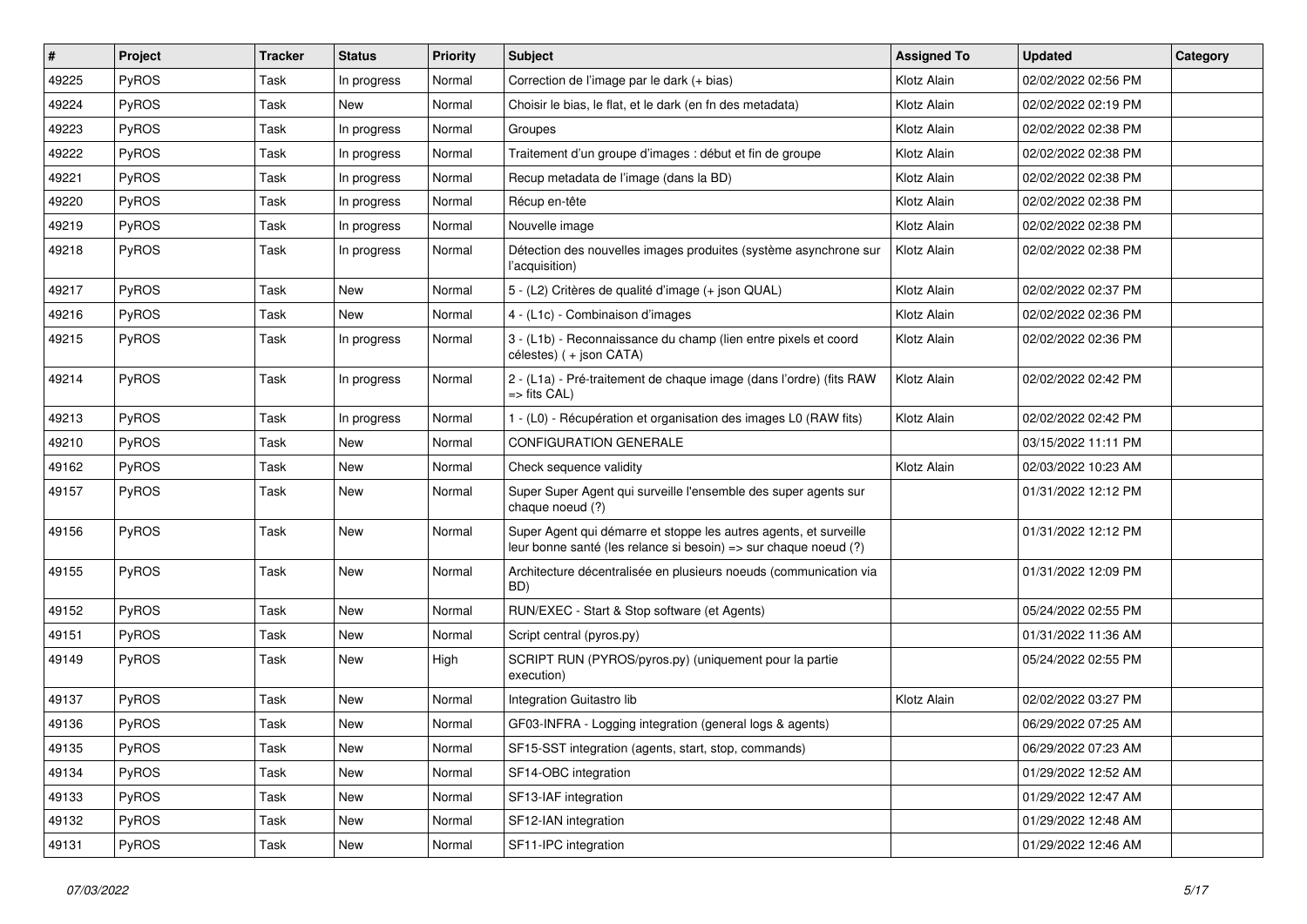| # | Project | Tracker | Status | Priority | Subject | Assigned To | Updated | Category |
|---|---|---|---|---|---|---|---|---|
| 49225 | PyROS | Task | In progress | Normal | Correction de l'image par le dark (+ bias) | Klotz Alain | 02/02/2022 02:56 PM | |
| 49224 | PyROS | Task | New | Normal | Choisir le bias, le flat, et le dark (en fn des metadata) | Klotz Alain | 02/02/2022 02:19 PM | |
| 49223 | PyROS | Task | In progress | Normal | Groupes | Klotz Alain | 02/02/2022 02:38 PM | |
| 49222 | PyROS | Task | In progress | Normal | Traitement d'un groupe d'images : début et fin de groupe | Klotz Alain | 02/02/2022 02:38 PM | |
| 49221 | PyROS | Task | In progress | Normal | Recup metadata de l'image (dans la BD) | Klotz Alain | 02/02/2022 02:38 PM | |
| 49220 | PyROS | Task | In progress | Normal | Récup en-tête | Klotz Alain | 02/02/2022 02:38 PM | |
| 49219 | PyROS | Task | In progress | Normal | Nouvelle image | Klotz Alain | 02/02/2022 02:38 PM | |
| 49218 | PyROS | Task | In progress | Normal | Détection des nouvelles images produites (système asynchrone sur l'acquisition) | Klotz Alain | 02/02/2022 02:38 PM | |
| 49217 | PyROS | Task | New | Normal | 5 - (L2) Critères de qualité d'image (+ json QUAL) | Klotz Alain | 02/02/2022 02:37 PM | |
| 49216 | PyROS | Task | New | Normal | 4 - (L1c) - Combinaison d'images | Klotz Alain | 02/02/2022 02:36 PM | |
| 49215 | PyROS | Task | In progress | Normal | 3 - (L1b) - Reconnaissance du champ (lien entre pixels et coord célestes) ( + json CATA) | Klotz Alain | 02/02/2022 02:36 PM | |
| 49214 | PyROS | Task | In progress | Normal | 2 - (L1a) - Pré-traitement de chaque image (dans l'ordre) (fits RAW => fits CAL) | Klotz Alain | 02/02/2022 02:42 PM | |
| 49213 | PyROS | Task | In progress | Normal | 1 - (L0) - Récupération et organisation des images L0 (RAW fits) | Klotz Alain | 02/02/2022 02:42 PM | |
| 49210 | PyROS | Task | New | Normal | CONFIGURATION GENERALE | | 03/15/2022 11:11 PM | |
| 49162 | PyROS | Task | New | Normal | Check sequence validity | Klotz Alain | 02/03/2022 10:23 AM | |
| 49157 | PyROS | Task | New | Normal | Super Super Agent qui surveille l'ensemble des super agents sur chaque noeud (?) | | 01/31/2022 12:12 PM | |
| 49156 | PyROS | Task | New | Normal | Super Agent qui démarre et stoppe les autres agents, et surveille leur bonne santé (les relance si besoin) => sur chaque noeud (?) | | 01/31/2022 12:12 PM | |
| 49155 | PyROS | Task | New | Normal | Architecture décentralisée en plusieurs noeuds (communication via BD) | | 01/31/2022 12:09 PM | |
| 49152 | PyROS | Task | New | Normal | RUN/EXEC - Start & Stop software (et Agents) | | 05/24/2022 02:55 PM | |
| 49151 | PyROS | Task | New | Normal | Script central (pyros.py) | | 01/31/2022 11:36 AM | |
| 49149 | PyROS | Task | New | High | SCRIPT RUN (PYROS/pyros.py) (uniquement pour la partie execution) | | 05/24/2022 02:55 PM | |
| 49137 | PyROS | Task | New | Normal | Integration Guitastro lib | Klotz Alain | 02/02/2022 03:27 PM | |
| 49136 | PyROS | Task | New | Normal | GF03-INFRA - Logging integration (general logs & agents) | | 06/29/2022 07:25 AM | |
| 49135 | PyROS | Task | New | Normal | SF15-SST integration (agents, start, stop, commands) | | 06/29/2022 07:23 AM | |
| 49134 | PyROS | Task | New | Normal | SF14-OBC integration | | 01/29/2022 12:52 AM | |
| 49133 | PyROS | Task | New | Normal | SF13-IAF integration | | 01/29/2022 12:47 AM | |
| 49132 | PyROS | Task | New | Normal | SF12-IAN integration | | 01/29/2022 12:48 AM | |
| 49131 | PyROS | Task | New | Normal | SF11-IPC integration | | 01/29/2022 12:46 AM | |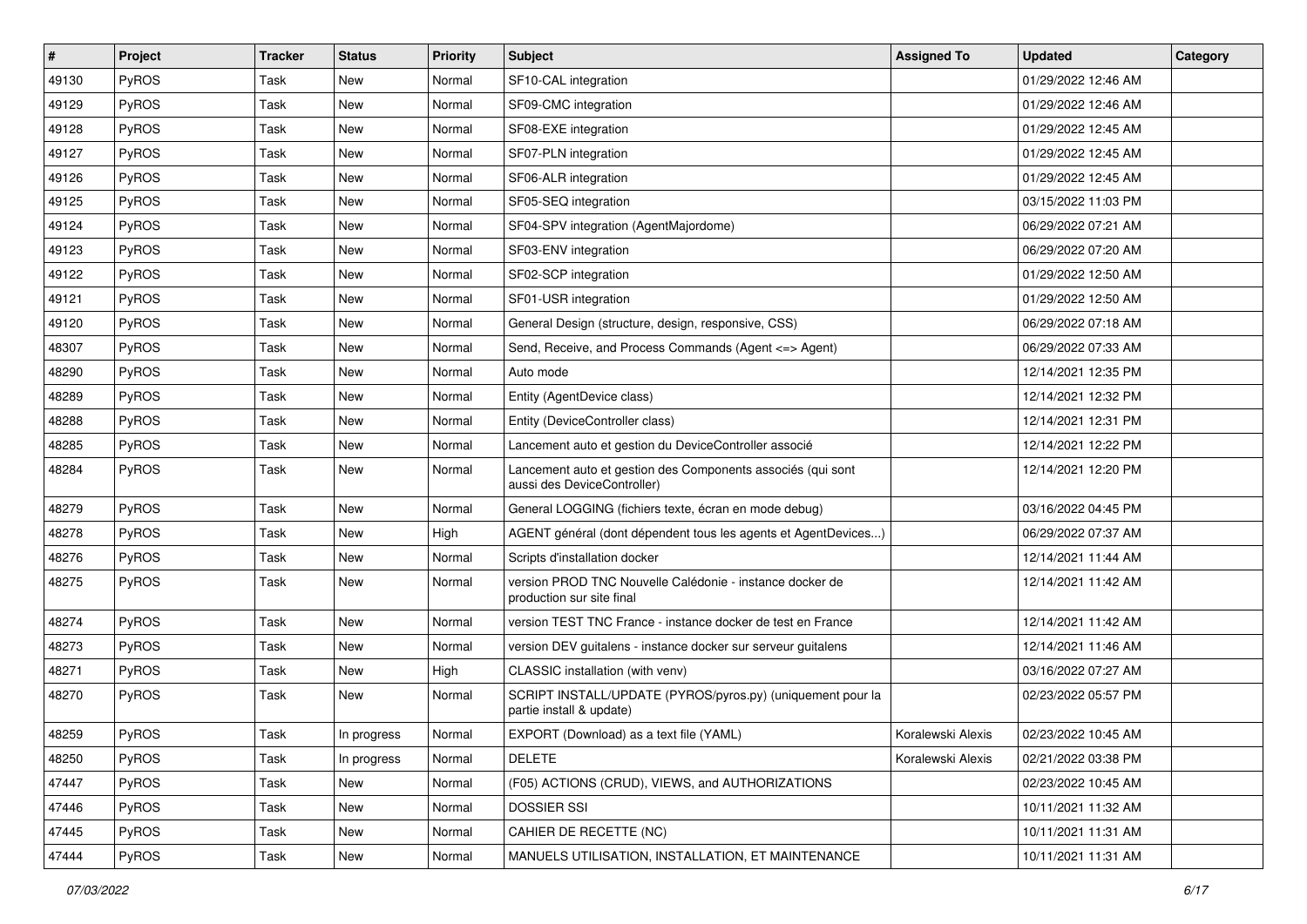| # | Project | Tracker | Status | Priority | Subject | Assigned To | Updated | Category |
|---|---|---|---|---|---|---|---|---|
| 49130 | PyROS | Task | New | Normal | SF10-CAL integration | | 01/29/2022 12:46 AM | |
| 49129 | PyROS | Task | New | Normal | SF09-CMC integration | | 01/29/2022 12:46 AM | |
| 49128 | PyROS | Task | New | Normal | SF08-EXE integration | | 01/29/2022 12:45 AM | |
| 49127 | PyROS | Task | New | Normal | SF07-PLN integration | | 01/29/2022 12:45 AM | |
| 49126 | PyROS | Task | New | Normal | SF06-ALR integration | | 01/29/2022 12:45 AM | |
| 49125 | PyROS | Task | New | Normal | SF05-SEQ integration | | 03/15/2022 11:03 PM | |
| 49124 | PyROS | Task | New | Normal | SF04-SPV integration (AgentMajordome) | | 06/29/2022 07:21 AM | |
| 49123 | PyROS | Task | New | Normal | SF03-ENV integration | | 06/29/2022 07:20 AM | |
| 49122 | PyROS | Task | New | Normal | SF02-SCP integration | | 01/29/2022 12:50 AM | |
| 49121 | PyROS | Task | New | Normal | SF01-USR integration | | 01/29/2022 12:50 AM | |
| 49120 | PyROS | Task | New | Normal | General Design (structure, design, responsive, CSS) | | 06/29/2022 07:18 AM | |
| 48307 | PyROS | Task | New | Normal | Send, Receive, and Process Commands (Agent <=> Agent) | | 06/29/2022 07:33 AM | |
| 48290 | PyROS | Task | New | Normal | Auto mode | | 12/14/2021 12:35 PM | |
| 48289 | PyROS | Task | New | Normal | Entity (AgentDevice class) | | 12/14/2021 12:32 PM | |
| 48288 | PyROS | Task | New | Normal | Entity (DeviceController class) | | 12/14/2021 12:31 PM | |
| 48285 | PyROS | Task | New | Normal | Lancement auto et gestion du DeviceController associé | | 12/14/2021 12:22 PM | |
| 48284 | PyROS | Task | New | Normal | Lancement auto et gestion des Components associés (qui sont aussi des DeviceController) | | 12/14/2021 12:20 PM | |
| 48279 | PyROS | Task | New | Normal | General LOGGING (fichiers texte, écran en mode debug) | | 03/16/2022 04:45 PM | |
| 48278 | PyROS | Task | New | High | AGENT général (dont dépendent tous les agents et AgentDevices...) | | 06/29/2022 07:37 AM | |
| 48276 | PyROS | Task | New | Normal | Scripts d'installation docker | | 12/14/2021 11:44 AM | |
| 48275 | PyROS | Task | New | Normal | version PROD TNC Nouvelle Calédonie - instance docker de production sur site final | | 12/14/2021 11:42 AM | |
| 48274 | PyROS | Task | New | Normal | version TEST TNC France - instance docker de test en France | | 12/14/2021 11:42 AM | |
| 48273 | PyROS | Task | New | Normal | version DEV guitalens - instance docker sur serveur guitalens | | 12/14/2021 11:46 AM | |
| 48271 | PyROS | Task | New | High | CLASSIC installation (with venv) | | 03/16/2022 07:27 AM | |
| 48270 | PyROS | Task | New | Normal | SCRIPT INSTALL/UPDATE (PYROS/pyros.py) (uniquement pour la partie install & update) | | 02/23/2022 05:57 PM | |
| 48259 | PyROS | Task | In progress | Normal | EXPORT (Download) as a text file (YAML) | Koralewski Alexis | 02/23/2022 10:45 AM | |
| 48250 | PyROS | Task | In progress | Normal | DELETE | Koralewski Alexis | 02/21/2022 03:38 PM | |
| 47447 | PyROS | Task | New | Normal | (F05) ACTIONS (CRUD), VIEWS, and AUTHORIZATIONS | | 02/23/2022 10:45 AM | |
| 47446 | PyROS | Task | New | Normal | DOSSIER SSI | | 10/11/2021 11:32 AM | |
| 47445 | PyROS | Task | New | Normal | CAHIER DE RECETTE (NC) | | 10/11/2021 11:31 AM | |
| 47444 | PyROS | Task | New | Normal | MANUELS UTILISATION, INSTALLATION, ET MAINTENANCE | | 10/11/2021 11:31 AM | |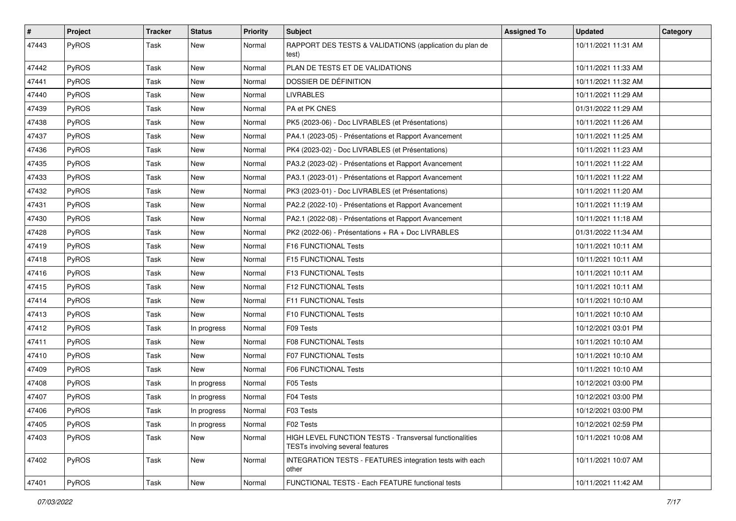| # | Project | Tracker | Status | Priority | Subject | Assigned To | Updated | Category |
|---|---|---|---|---|---|---|---|---|
| 47443 | PyROS | Task | New | Normal | RAPPORT DES TESTS & VALIDATIONS (application du plan de test) | | 10/11/2021 11:31 AM | |
| 47442 | PyROS | Task | New | Normal | PLAN DE TESTS ET DE VALIDATIONS | | 10/11/2021 11:33 AM | |
| 47441 | PyROS | Task | New | Normal | DOSSIER DE DÉFINITION | | 10/11/2021 11:32 AM | |
| 47440 | PyROS | Task | New | Normal | LIVRABLES | | 10/11/2021 11:29 AM | |
| 47439 | PyROS | Task | New | Normal | PA et PK CNES | | 01/31/2022 11:29 AM | |
| 47438 | PyROS | Task | New | Normal | PK5 (2023-06) - Doc LIVRABLES (et Présentations) | | 10/11/2021 11:26 AM | |
| 47437 | PyROS | Task | New | Normal | PA4.1 (2023-05) - Présentations et Rapport Avancement | | 10/11/2021 11:25 AM | |
| 47436 | PyROS | Task | New | Normal | PK4 (2023-02) - Doc LIVRABLES (et Présentations) | | 10/11/2021 11:23 AM | |
| 47435 | PyROS | Task | New | Normal | PA3.2 (2023-02) - Présentations et Rapport Avancement | | 10/11/2021 11:22 AM | |
| 47433 | PyROS | Task | New | Normal | PA3.1 (2023-01) - Présentations et Rapport Avancement | | 10/11/2021 11:22 AM | |
| 47432 | PyROS | Task | New | Normal | PK3 (2023-01) - Doc LIVRABLES (et Présentations) | | 10/11/2021 11:20 AM | |
| 47431 | PyROS | Task | New | Normal | PA2.2 (2022-10) - Présentations et Rapport Avancement | | 10/11/2021 11:19 AM | |
| 47430 | PyROS | Task | New | Normal | PA2.1 (2022-08) - Présentations et Rapport Avancement | | 10/11/2021 11:18 AM | |
| 47428 | PyROS | Task | New | Normal | PK2 (2022-06) - Présentations + RA + Doc LIVRABLES | | 01/31/2022 11:34 AM | |
| 47419 | PyROS | Task | New | Normal | F16 FUNCTIONAL Tests | | 10/11/2021 10:11 AM | |
| 47418 | PyROS | Task | New | Normal | F15 FUNCTIONAL Tests | | 10/11/2021 10:11 AM | |
| 47416 | PyROS | Task | New | Normal | F13 FUNCTIONAL Tests | | 10/11/2021 10:11 AM | |
| 47415 | PyROS | Task | New | Normal | F12 FUNCTIONAL Tests | | 10/11/2021 10:11 AM | |
| 47414 | PyROS | Task | New | Normal | F11 FUNCTIONAL Tests | | 10/11/2021 10:10 AM | |
| 47413 | PyROS | Task | New | Normal | F10 FUNCTIONAL Tests | | 10/11/2021 10:10 AM | |
| 47412 | PyROS | Task | In progress | Normal | F09 Tests | | 10/12/2021 03:01 PM | |
| 47411 | PyROS | Task | New | Normal | F08 FUNCTIONAL Tests | | 10/11/2021 10:10 AM | |
| 47410 | PyROS | Task | New | Normal | F07 FUNCTIONAL Tests | | 10/11/2021 10:10 AM | |
| 47409 | PyROS | Task | New | Normal | F06 FUNCTIONAL Tests | | 10/11/2021 10:10 AM | |
| 47408 | PyROS | Task | In progress | Normal | F05 Tests | | 10/12/2021 03:00 PM | |
| 47407 | PyROS | Task | In progress | Normal | F04 Tests | | 10/12/2021 03:00 PM | |
| 47406 | PyROS | Task | In progress | Normal | F03 Tests | | 10/12/2021 03:00 PM | |
| 47405 | PyROS | Task | In progress | Normal | F02 Tests | | 10/12/2021 02:59 PM | |
| 47403 | PyROS | Task | New | Normal | HIGH LEVEL FUNCTION TESTS - Transversal functionalities TESTs involving several features | | 10/11/2021 10:08 AM | |
| 47402 | PyROS | Task | New | Normal | INTEGRATION TESTS - FEATURES integration tests with each other | | 10/11/2021 10:07 AM | |
| 47401 | PyROS | Task | New | Normal | FUNCTIONAL TESTS - Each FEATURE functional tests | | 10/11/2021 11:42 AM | |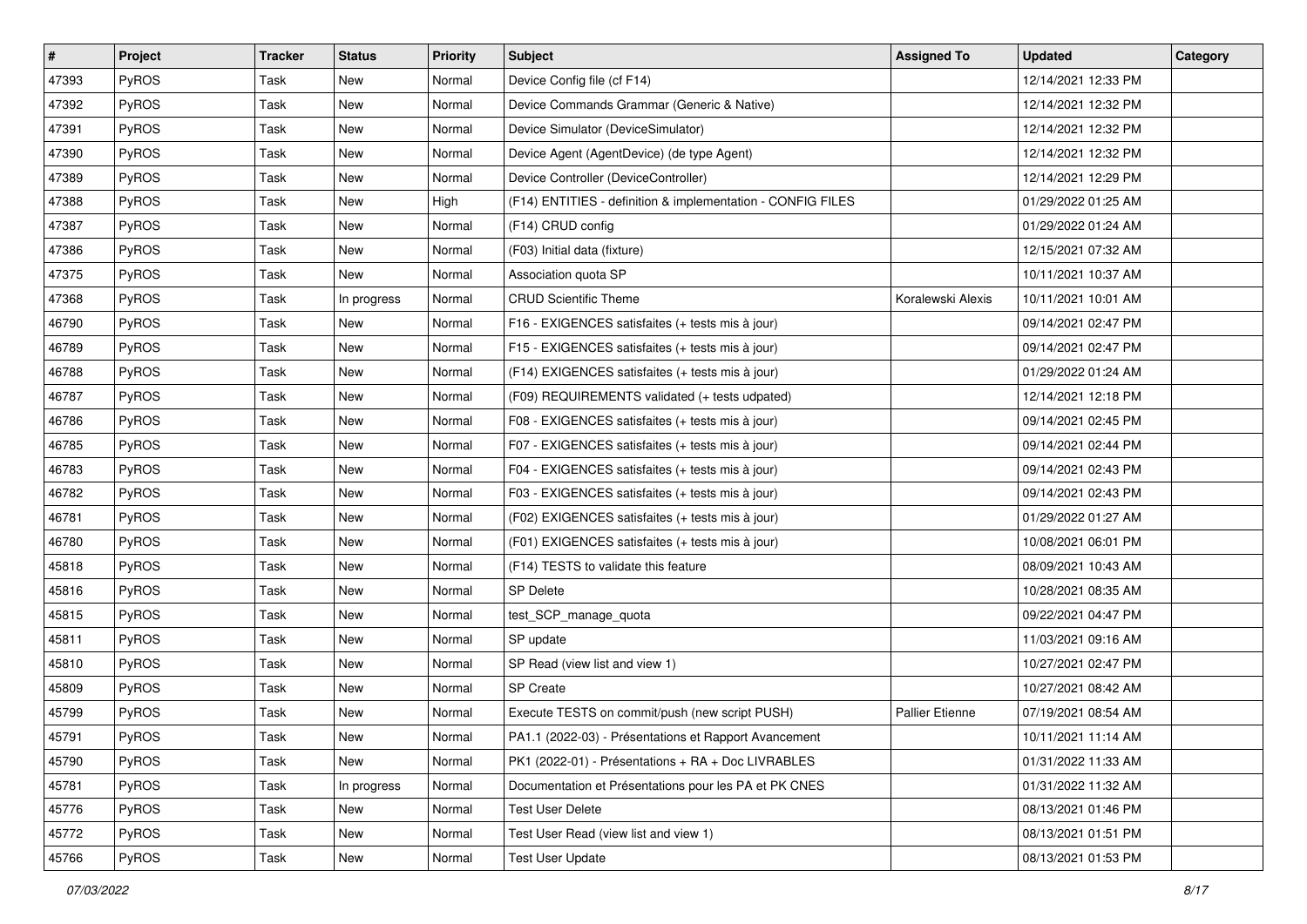| # | Project | Tracker | Status | Priority | Subject | Assigned To | Updated | Category |
|---|---|---|---|---|---|---|---|---|
| 47393 | PyROS | Task | New | Normal | Device Config file (cf F14) | | 12/14/2021 12:33 PM | |
| 47392 | PyROS | Task | New | Normal | Device Commands Grammar (Generic & Native) | | 12/14/2021 12:32 PM | |
| 47391 | PyROS | Task | New | Normal | Device Simulator (DeviceSimulator) | | 12/14/2021 12:32 PM | |
| 47390 | PyROS | Task | New | Normal | Device Agent (AgentDevice) (de type Agent) | | 12/14/2021 12:32 PM | |
| 47389 | PyROS | Task | New | Normal | Device Controller (DeviceController) | | 12/14/2021 12:29 PM | |
| 47388 | PyROS | Task | New | High | (F14) ENTITIES - definition & implementation - CONFIG FILES | | 01/29/2022 01:25 AM | |
| 47387 | PyROS | Task | New | Normal | (F14) CRUD config | | 01/29/2022 01:24 AM | |
| 47386 | PyROS | Task | New | Normal | (F03) Initial data (fixture) | | 12/15/2021 07:32 AM | |
| 47375 | PyROS | Task | New | Normal | Association quota SP | | 10/11/2021 10:37 AM | |
| 47368 | PyROS | Task | In progress | Normal | CRUD Scientific Theme | Koralewski Alexis | 10/11/2021 10:01 AM | |
| 46790 | PyROS | Task | New | Normal | F16 - EXIGENCES satisfaites (+ tests mis à jour) | | 09/14/2021 02:47 PM | |
| 46789 | PyROS | Task | New | Normal | F15 - EXIGENCES satisfaites (+ tests mis à jour) | | 09/14/2021 02:47 PM | |
| 46788 | PyROS | Task | New | Normal | (F14) EXIGENCES satisfaites (+ tests mis à jour) | | 01/29/2022 01:24 AM | |
| 46787 | PyROS | Task | New | Normal | (F09) REQUIREMENTS validated (+ tests udpated) | | 12/14/2021 12:18 PM | |
| 46786 | PyROS | Task | New | Normal | F08 - EXIGENCES satisfaites (+ tests mis à jour) | | 09/14/2021 02:45 PM | |
| 46785 | PyROS | Task | New | Normal | F07 - EXIGENCES satisfaites (+ tests mis à jour) | | 09/14/2021 02:44 PM | |
| 46783 | PyROS | Task | New | Normal | F04 - EXIGENCES satisfaites (+ tests mis à jour) | | 09/14/2021 02:43 PM | |
| 46782 | PyROS | Task | New | Normal | F03 - EXIGENCES satisfaites (+ tests mis à jour) | | 09/14/2021 02:43 PM | |
| 46781 | PyROS | Task | New | Normal | (F02) EXIGENCES satisfaites (+ tests mis à jour) | | 01/29/2022 01:27 AM | |
| 46780 | PyROS | Task | New | Normal | (F01) EXIGENCES satisfaites (+ tests mis à jour) | | 10/08/2021 06:01 PM | |
| 45818 | PyROS | Task | New | Normal | (F14) TESTS to validate this feature | | 08/09/2021 10:43 AM | |
| 45816 | PyROS | Task | New | Normal | SP Delete | | 10/28/2021 08:35 AM | |
| 45815 | PyROS | Task | New | Normal | test_SCP_manage_quota | | 09/22/2021 04:47 PM | |
| 45811 | PyROS | Task | New | Normal | SP update | | 11/03/2021 09:16 AM | |
| 45810 | PyROS | Task | New | Normal | SP Read (view list and view 1) | | 10/27/2021 02:47 PM | |
| 45809 | PyROS | Task | New | Normal | SP Create | | 10/27/2021 08:42 AM | |
| 45799 | PyROS | Task | New | Normal | Execute TESTS on commit/push (new script PUSH) | Pallier Etienne | 07/19/2021 08:54 AM | |
| 45791 | PyROS | Task | New | Normal | PA1.1 (2022-03) - Présentations et Rapport Avancement | | 10/11/2021 11:14 AM | |
| 45790 | PyROS | Task | New | Normal | PK1 (2022-01) - Présentations + RA + Doc LIVRABLES | | 01/31/2022 11:33 AM | |
| 45781 | PyROS | Task | In progress | Normal | Documentation et Présentations pour les PA et PK CNES | | 01/31/2022 11:32 AM | |
| 45776 | PyROS | Task | New | Normal | Test User Delete | | 08/13/2021 01:46 PM | |
| 45772 | PyROS | Task | New | Normal | Test User Read (view list and view 1) | | 08/13/2021 01:51 PM | |
| 45766 | PyROS | Task | New | Normal | Test User Update | | 08/13/2021 01:53 PM | |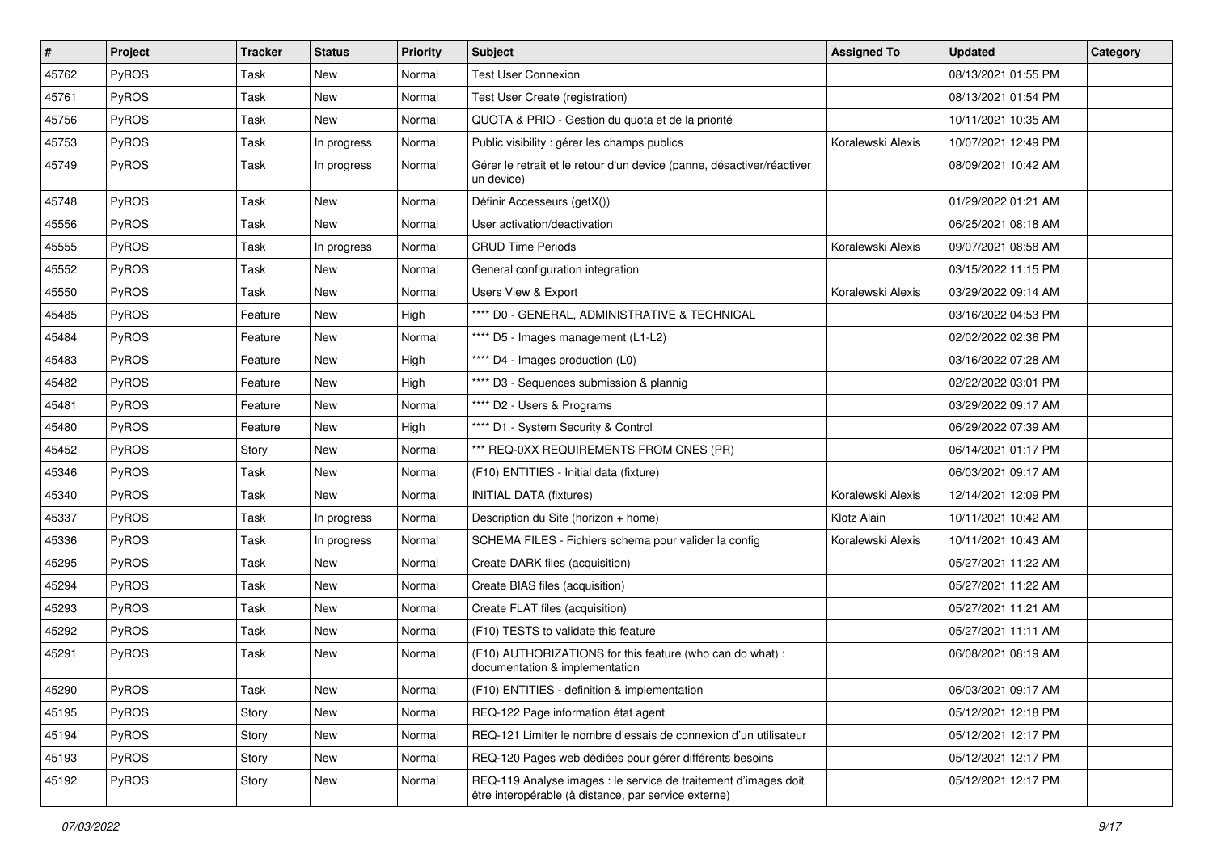| # | Project | Tracker | Status | Priority | Subject | Assigned To | Updated | Category |
|---|---|---|---|---|---|---|---|---|
| 45762 | PyROS | Task | New | Normal | Test User Connexion | | 08/13/2021 01:55 PM | |
| 45761 | PyROS | Task | New | Normal | Test User Create (registration) | | 08/13/2021 01:54 PM | |
| 45756 | PyROS | Task | New | Normal | QUOTA & PRIO - Gestion du quota et de la priorité | | 10/11/2021 10:35 AM | |
| 45753 | PyROS | Task | In progress | Normal | Public visibility : gérer les champs publics | Koralewski Alexis | 10/07/2021 12:49 PM | |
| 45749 | PyROS | Task | In progress | Normal | Gérer le retrait et le retour d'un device (panne, désactiver/réactiver un device) | | 08/09/2021 10:42 AM | |
| 45748 | PyROS | Task | New | Normal | Définir Accesseurs (getX()) | | 01/29/2022 01:21 AM | |
| 45556 | PyROS | Task | New | Normal | User activation/deactivation | | 06/25/2021 08:18 AM | |
| 45555 | PyROS | Task | In progress | Normal | CRUD Time Periods | Koralewski Alexis | 09/07/2021 08:58 AM | |
| 45552 | PyROS | Task | New | Normal | General configuration integration | | 03/15/2022 11:15 PM | |
| 45550 | PyROS | Task | New | Normal | Users View & Export | Koralewski Alexis | 03/29/2022 09:14 AM | |
| 45485 | PyROS | Feature | New | High | **** D0 - GENERAL, ADMINISTRATIVE & TECHNICAL | | 03/16/2022 04:53 PM | |
| 45484 | PyROS | Feature | New | Normal | **** D5 - Images management (L1-L2) | | 02/02/2022 02:36 PM | |
| 45483 | PyROS | Feature | New | High | **** D4 - Images production (L0) | | 03/16/2022 07:28 AM | |
| 45482 | PyROS | Feature | New | High | **** D3 - Sequences submission & plannig | | 02/22/2022 03:01 PM | |
| 45481 | PyROS | Feature | New | Normal | **** D2 - Users & Programs | | 03/29/2022 09:17 AM | |
| 45480 | PyROS | Feature | New | High | **** D1 - System Security & Control | | 06/29/2022 07:39 AM | |
| 45452 | PyROS | Story | New | Normal | *** REQ-0XX REQUIREMENTS FROM CNES (PR) | | 06/14/2021 01:17 PM | |
| 45346 | PyROS | Task | New | Normal | (F10) ENTITIES - Initial data (fixture) | | 06/03/2021 09:17 AM | |
| 45340 | PyROS | Task | New | Normal | INITIAL DATA (fixtures) | Koralewski Alexis | 12/14/2021 12:09 PM | |
| 45337 | PyROS | Task | In progress | Normal | Description du Site (horizon + home) | Klotz Alain | 10/11/2021 10:42 AM | |
| 45336 | PyROS | Task | In progress | Normal | SCHEMA FILES - Fichiers schema pour valider la config | Koralewski Alexis | 10/11/2021 10:43 AM | |
| 45295 | PyROS | Task | New | Normal | Create DARK files (acquisition) | | 05/27/2021 11:22 AM | |
| 45294 | PyROS | Task | New | Normal | Create BIAS files (acquisition) | | 05/27/2021 11:22 AM | |
| 45293 | PyROS | Task | New | Normal | Create FLAT files (acquisition) | | 05/27/2021 11:21 AM | |
| 45292 | PyROS | Task | New | Normal | (F10) TESTS to validate this feature | | 05/27/2021 11:11 AM | |
| 45291 | PyROS | Task | New | Normal | (F10) AUTHORIZATIONS for this feature (who can do what) : documentation & implementation | | 06/08/2021 08:19 AM | |
| 45290 | PyROS | Task | New | Normal | (F10) ENTITIES - definition & implementation | | 06/03/2021 09:17 AM | |
| 45195 | PyROS | Story | New | Normal | REQ-122 Page information état agent | | 05/12/2021 12:18 PM | |
| 45194 | PyROS | Story | New | Normal | REQ-121 Limiter le nombre d'essais de connexion d'un utilisateur | | 05/12/2021 12:17 PM | |
| 45193 | PyROS | Story | New | Normal | REQ-120 Pages web dédiées pour gérer différents besoins | | 05/12/2021 12:17 PM | |
| 45192 | PyROS | Story | New | Normal | REQ-119 Analyse images : le service de traitement d'images doit être interopérable (à distance, par service externe) | | 05/12/2021 12:17 PM | |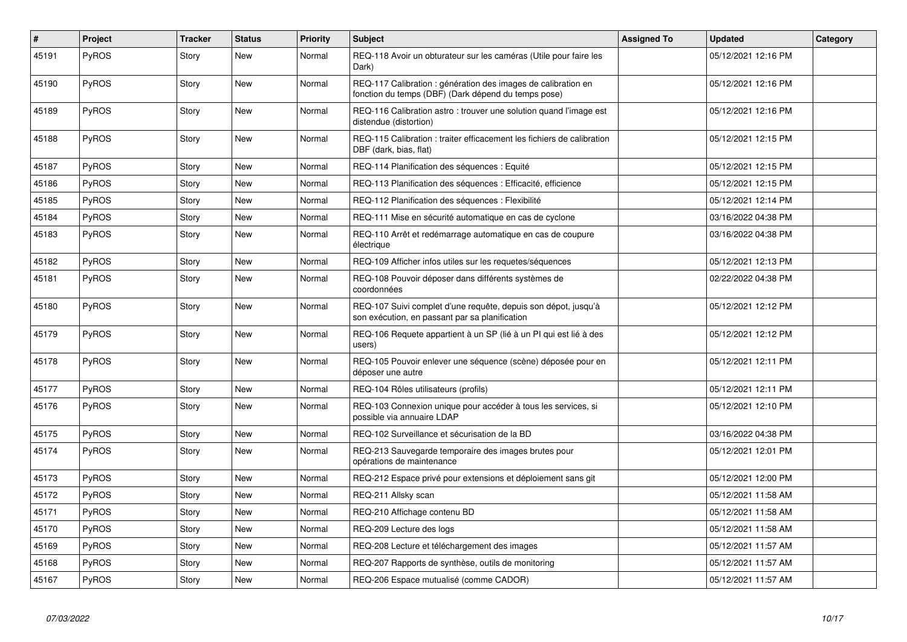| # | Project | Tracker | Status | Priority | Subject | Assigned To | Updated | Category |
|---|---|---|---|---|---|---|---|---|
| 45191 | PyROS | Story | New | Normal | REQ-118 Avoir un obturateur sur les caméras (Utile pour faire les Dark) | | 05/12/2021 12:16 PM | |
| 45190 | PyROS | Story | New | Normal | REQ-117 Calibration : génération des images de calibration en fonction du temps (DBF) (Dark dépend du temps pose) | | 05/12/2021 12:16 PM | |
| 45189 | PyROS | Story | New | Normal | REQ-116 Calibration astro : trouver une solution quand l'image est distendue (distortion) | | 05/12/2021 12:16 PM | |
| 45188 | PyROS | Story | New | Normal | REQ-115 Calibration : traiter efficacement les fichiers de calibration DBF (dark, bias, flat) | | 05/12/2021 12:15 PM | |
| 45187 | PyROS | Story | New | Normal | REQ-114 Planification des séquences : Equité | | 05/12/2021 12:15 PM | |
| 45186 | PyROS | Story | New | Normal | REQ-113 Planification des séquences : Efficacité, efficience | | 05/12/2021 12:15 PM | |
| 45185 | PyROS | Story | New | Normal | REQ-112 Planification des séquences : Flexibilité | | 05/12/2021 12:14 PM | |
| 45184 | PyROS | Story | New | Normal | REQ-111 Mise en sécurité automatique en cas de cyclone | | 03/16/2022 04:38 PM | |
| 45183 | PyROS | Story | New | Normal | REQ-110 Arrêt et redémarrage automatique en cas de coupure électrique | | 03/16/2022 04:38 PM | |
| 45182 | PyROS | Story | New | Normal | REQ-109 Afficher infos utiles sur les requetes/séquences | | 05/12/2021 12:13 PM | |
| 45181 | PyROS | Story | New | Normal | REQ-108 Pouvoir déposer dans différents systèmes de coordonnées | | 02/22/2022 04:38 PM | |
| 45180 | PyROS | Story | New | Normal | REQ-107 Suivi complet d'une requête, depuis son dépot, jusqu'à son exécution, en passant par sa planification | | 05/12/2021 12:12 PM | |
| 45179 | PyROS | Story | New | Normal | REQ-106 Requete appartient à un SP (lié à un PI qui est lié à des users) | | 05/12/2021 12:12 PM | |
| 45178 | PyROS | Story | New | Normal | REQ-105 Pouvoir enlever une séquence (scène) déposée pour en déposer une autre | | 05/12/2021 12:11 PM | |
| 45177 | PyROS | Story | New | Normal | REQ-104 Rôles utilisateurs (profils) | | 05/12/2021 12:11 PM | |
| 45176 | PyROS | Story | New | Normal | REQ-103 Connexion unique pour accéder à tous les services, si possible via annuaire LDAP | | 05/12/2021 12:10 PM | |
| 45175 | PyROS | Story | New | Normal | REQ-102 Surveillance et sécurisation de la BD | | 03/16/2022 04:38 PM | |
| 45174 | PyROS | Story | New | Normal | REQ-213 Sauvegarde temporaire des images brutes pour opérations de maintenance | | 05/12/2021 12:01 PM | |
| 45173 | PyROS | Story | New | Normal | REQ-212 Espace privé pour extensions et déploiement sans git | | 05/12/2021 12:00 PM | |
| 45172 | PyROS | Story | New | Normal | REQ-211 Allsky scan | | 05/12/2021 11:58 AM | |
| 45171 | PyROS | Story | New | Normal | REQ-210 Affichage contenu BD | | 05/12/2021 11:58 AM | |
| 45170 | PyROS | Story | New | Normal | REQ-209 Lecture des logs | | 05/12/2021 11:58 AM | |
| 45169 | PyROS | Story | New | Normal | REQ-208 Lecture et téléchargement des images | | 05/12/2021 11:57 AM | |
| 45168 | PyROS | Story | New | Normal | REQ-207 Rapports de synthèse, outils de monitoring | | 05/12/2021 11:57 AM | |
| 45167 | PyROS | Story | New | Normal | REQ-206 Espace mutualisé (comme CADOR) | | 05/12/2021 11:57 AM | |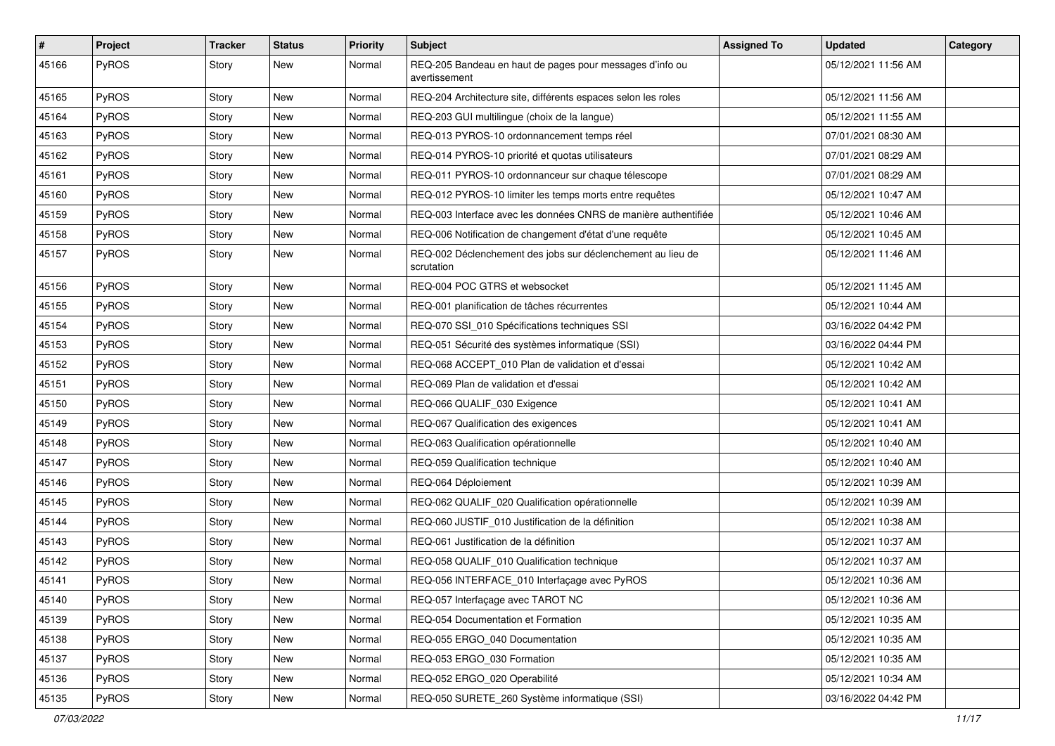| # | Project | Tracker | Status | Priority | Subject | Assigned To | Updated | Category |
|---|---|---|---|---|---|---|---|---|
| 45166 | PyROS | Story | New | Normal | REQ-205 Bandeau en haut de pages pour messages d'info ou avertissement | | 05/12/2021 11:56 AM | |
| 45165 | PyROS | Story | New | Normal | REQ-204 Architecture site, différents espaces selon les roles | | 05/12/2021 11:56 AM | |
| 45164 | PyROS | Story | New | Normal | REQ-203 GUI multilingue (choix de la langue) | | 05/12/2021 11:55 AM | |
| 45163 | PyROS | Story | New | Normal | REQ-013 PYROS-10 ordonnancement temps réel | | 07/01/2021 08:30 AM | |
| 45162 | PyROS | Story | New | Normal | REQ-014 PYROS-10 priorité et quotas utilisateurs | | 07/01/2021 08:29 AM | |
| 45161 | PyROS | Story | New | Normal | REQ-011 PYROS-10 ordonnanceur sur chaque télescope | | 07/01/2021 08:29 AM | |
| 45160 | PyROS | Story | New | Normal | REQ-012 PYROS-10 limiter les temps morts entre requêtes | | 05/12/2021 10:47 AM | |
| 45159 | PyROS | Story | New | Normal | REQ-003 Interface avec les données CNRS de manière authentifiée | | 05/12/2021 10:46 AM | |
| 45158 | PyROS | Story | New | Normal | REQ-006 Notification de changement d'état d'une requête | | 05/12/2021 10:45 AM | |
| 45157 | PyROS | Story | New | Normal | REQ-002 Déclenchement des jobs sur déclenchement au lieu de scrutation | | 05/12/2021 11:46 AM | |
| 45156 | PyROS | Story | New | Normal | REQ-004 POC GTRS et websocket | | 05/12/2021 11:45 AM | |
| 45155 | PyROS | Story | New | Normal | REQ-001 planification de tâches récurrentes | | 05/12/2021 10:44 AM | |
| 45154 | PyROS | Story | New | Normal | REQ-070 SSI_010 Spécifications techniques SSI | | 03/16/2022 04:42 PM | |
| 45153 | PyROS | Story | New | Normal | REQ-051 Sécurité des systèmes informatique (SSI) | | 03/16/2022 04:44 PM | |
| 45152 | PyROS | Story | New | Normal | REQ-068 ACCEPT_010 Plan de validation et d'essai | | 05/12/2021 10:42 AM | |
| 45151 | PyROS | Story | New | Normal | REQ-069 Plan de validation et d'essai | | 05/12/2021 10:42 AM | |
| 45150 | PyROS | Story | New | Normal | REQ-066 QUALIF_030 Exigence | | 05/12/2021 10:41 AM | |
| 45149 | PyROS | Story | New | Normal | REQ-067 Qualification des exigences | | 05/12/2021 10:41 AM | |
| 45148 | PyROS | Story | New | Normal | REQ-063 Qualification opérationnelle | | 05/12/2021 10:40 AM | |
| 45147 | PyROS | Story | New | Normal | REQ-059 Qualification technique | | 05/12/2021 10:40 AM | |
| 45146 | PyROS | Story | New | Normal | REQ-064 Déploiement | | 05/12/2021 10:39 AM | |
| 45145 | PyROS | Story | New | Normal | REQ-062 QUALIF_020 Qualification opérationnelle | | 05/12/2021 10:39 AM | |
| 45144 | PyROS | Story | New | Normal | REQ-060 JUSTIF_010 Justification de la définition | | 05/12/2021 10:38 AM | |
| 45143 | PyROS | Story | New | Normal | REQ-061 Justification de la définition | | 05/12/2021 10:37 AM | |
| 45142 | PyROS | Story | New | Normal | REQ-058 QUALIF_010 Qualification technique | | 05/12/2021 10:37 AM | |
| 45141 | PyROS | Story | New | Normal | REQ-056 INTERFACE_010 Interfaçage avec PyROS | | 05/12/2021 10:36 AM | |
| 45140 | PyROS | Story | New | Normal | REQ-057 Interfaçage avec TAROT NC | | 05/12/2021 10:36 AM | |
| 45139 | PyROS | Story | New | Normal | REQ-054 Documentation et Formation | | 05/12/2021 10:35 AM | |
| 45138 | PyROS | Story | New | Normal | REQ-055 ERGO_040 Documentation | | 05/12/2021 10:35 AM | |
| 45137 | PyROS | Story | New | Normal | REQ-053 ERGO_030 Formation | | 05/12/2021 10:35 AM | |
| 45136 | PyROS | Story | New | Normal | REQ-052 ERGO_020 Operabilité | | 05/12/2021 10:34 AM | |
| 45135 | PyROS | Story | New | Normal | REQ-050 SURETE_260 Système informatique (SSI) | | 03/16/2022 04:42 PM | |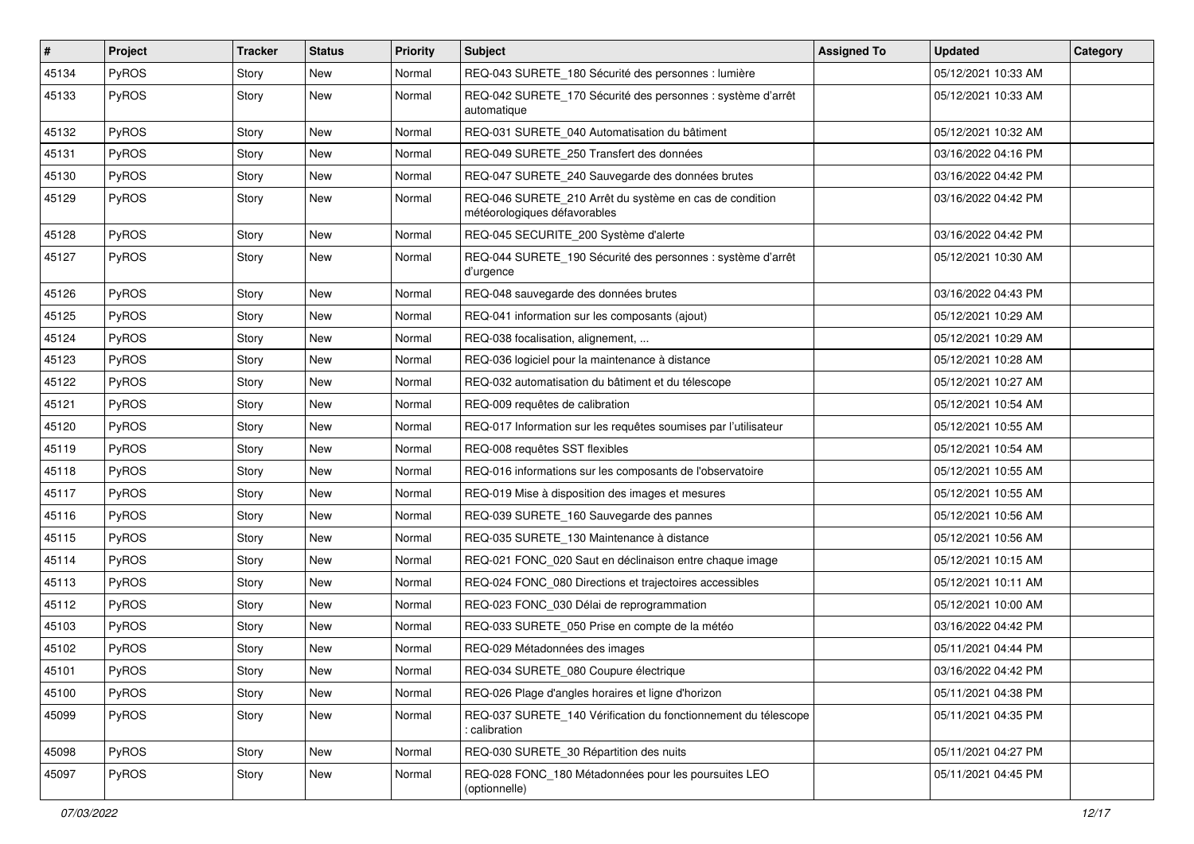| # | Project | Tracker | Status | Priority | Subject | Assigned To | Updated | Category |
|---|---|---|---|---|---|---|---|---|
| 45134 | PyROS | Story | New | Normal | REQ-043 SURETE_180 Sécurité des personnes : lumière | | 05/12/2021 10:33 AM | |
| 45133 | PyROS | Story | New | Normal | REQ-042 SURETE_170 Sécurité des personnes : système d'arrêt automatique | | 05/12/2021 10:33 AM | |
| 45132 | PyROS | Story | New | Normal | REQ-031 SURETE_040 Automatisation du bâtiment | | 05/12/2021 10:32 AM | |
| 45131 | PyROS | Story | New | Normal | REQ-049 SURETE_250 Transfert des données | | 03/16/2022 04:16 PM | |
| 45130 | PyROS | Story | New | Normal | REQ-047 SURETE_240 Sauvegarde des données brutes | | 03/16/2022 04:42 PM | |
| 45129 | PyROS | Story | New | Normal | REQ-046 SURETE_210 Arrêt du système en cas de condition météorologiques défavorables | | 03/16/2022 04:42 PM | |
| 45128 | PyROS | Story | New | Normal | REQ-045 SECURITE_200 Système d'alerte | | 03/16/2022 04:42 PM | |
| 45127 | PyROS | Story | New | Normal | REQ-044 SURETE_190 Sécurité des personnes : système d'arrêt d'urgence | | 05/12/2021 10:30 AM | |
| 45126 | PyROS | Story | New | Normal | REQ-048 sauvegarde des données brutes | | 03/16/2022 04:43 PM | |
| 45125 | PyROS | Story | New | Normal | REQ-041 information sur les composants (ajout) | | 05/12/2021 10:29 AM | |
| 45124 | PyROS | Story | New | Normal | REQ-038 focalisation, alignement, ... | | 05/12/2021 10:29 AM | |
| 45123 | PyROS | Story | New | Normal | REQ-036 logiciel pour la maintenance à distance | | 05/12/2021 10:28 AM | |
| 45122 | PyROS | Story | New | Normal | REQ-032 automatisation du bâtiment et du télescope | | 05/12/2021 10:27 AM | |
| 45121 | PyROS | Story | New | Normal | REQ-009 requêtes de calibration | | 05/12/2021 10:54 AM | |
| 45120 | PyROS | Story | New | Normal | REQ-017 Information sur les requêtes soumises par l'utilisateur | | 05/12/2021 10:55 AM | |
| 45119 | PyROS | Story | New | Normal | REQ-008 requêtes SST flexibles | | 05/12/2021 10:54 AM | |
| 45118 | PyROS | Story | New | Normal | REQ-016 informations sur les composants de l'observatoire | | 05/12/2021 10:55 AM | |
| 45117 | PyROS | Story | New | Normal | REQ-019 Mise à disposition des images et mesures | | 05/12/2021 10:55 AM | |
| 45116 | PyROS | Story | New | Normal | REQ-039 SURETE_160 Sauvegarde des pannes | | 05/12/2021 10:56 AM | |
| 45115 | PyROS | Story | New | Normal | REQ-035 SURETE_130 Maintenance à distance | | 05/12/2021 10:56 AM | |
| 45114 | PyROS | Story | New | Normal | REQ-021 FONC_020 Saut en déclinaison entre chaque image | | 05/12/2021 10:15 AM | |
| 45113 | PyROS | Story | New | Normal | REQ-024 FONC_080 Directions et trajectoires accessibles | | 05/12/2021 10:11 AM | |
| 45112 | PyROS | Story | New | Normal | REQ-023 FONC_030 Délai de reprogrammation | | 05/12/2021 10:00 AM | |
| 45103 | PyROS | Story | New | Normal | REQ-033 SURETE_050 Prise en compte de la météo | | 03/16/2022 04:42 PM | |
| 45102 | PyROS | Story | New | Normal | REQ-029 Métadonnées des images | | 05/11/2021 04:44 PM | |
| 45101 | PyROS | Story | New | Normal | REQ-034 SURETE_080 Coupure électrique | | 03/16/2022 04:42 PM | |
| 45100 | PyROS | Story | New | Normal | REQ-026 Plage d'angles horaires et ligne d'horizon | | 05/11/2021 04:38 PM | |
| 45099 | PyROS | Story | New | Normal | REQ-037 SURETE_140 Vérification du fonctionnement du télescope : calibration | | 05/11/2021 04:35 PM | |
| 45098 | PyROS | Story | New | Normal | REQ-030 SURETE_30 Répartition des nuits | | 05/11/2021 04:27 PM | |
| 45097 | PyROS | Story | New | Normal | REQ-028 FONC_180 Métadonnées pour les poursuites LEO (optionnelle) | | 05/11/2021 04:45 PM | |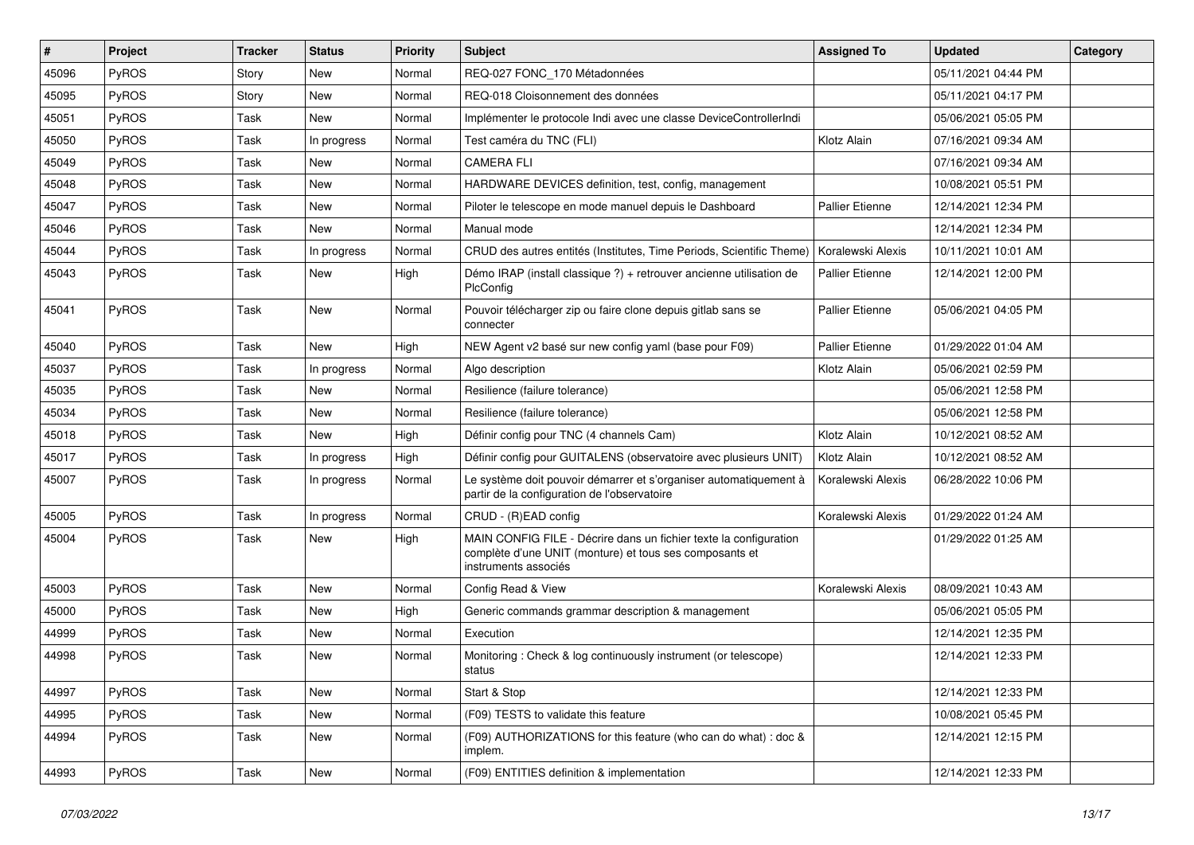| # | Project | Tracker | Status | Priority | Subject | Assigned To | Updated | Category |
|---|---|---|---|---|---|---|---|---|
| 45096 | PyROS | Story | New | Normal | REQ-027 FONC_170 Métadonnées | | 05/11/2021 04:44 PM | |
| 45095 | PyROS | Story | New | Normal | REQ-018 Cloisonnement des données | | 05/11/2021 04:17 PM | |
| 45051 | PyROS | Task | New | Normal | Implémenter le protocole Indi avec une classe DeviceControllerIndi | | 05/06/2021 05:05 PM | |
| 45050 | PyROS | Task | In progress | Normal | Test caméra du TNC (FLI) | Klotz Alain | 07/16/2021 09:34 AM | |
| 45049 | PyROS | Task | New | Normal | CAMERA FLI | | 07/16/2021 09:34 AM | |
| 45048 | PyROS | Task | New | Normal | HARDWARE DEVICES definition, test, config, management | | 10/08/2021 05:51 PM | |
| 45047 | PyROS | Task | New | Normal | Piloter le telescope en mode manuel depuis le Dashboard | Pallier Etienne | 12/14/2021 12:34 PM | |
| 45046 | PyROS | Task | New | Normal | Manual mode | | 12/14/2021 12:34 PM | |
| 45044 | PyROS | Task | In progress | Normal | CRUD des autres entités (Institutes, Time Periods, Scientific Theme) | Koralewski Alexis | 10/11/2021 10:01 AM | |
| 45043 | PyROS | Task | New | High | Démo IRAP (install classique ?) + retrouver ancienne utilisation de PlcConfig | Pallier Etienne | 12/14/2021 12:00 PM | |
| 45041 | PyROS | Task | New | Normal | Pouvoir télécharger zip ou faire clone depuis gitlab sans se connecter | Pallier Etienne | 05/06/2021 04:05 PM | |
| 45040 | PyROS | Task | New | High | NEW Agent v2 basé sur new config yaml (base pour F09) | Pallier Etienne | 01/29/2022 01:04 AM | |
| 45037 | PyROS | Task | In progress | Normal | Algo description | Klotz Alain | 05/06/2021 02:59 PM | |
| 45035 | PyROS | Task | New | Normal | Resilience (failure tolerance) | | 05/06/2021 12:58 PM | |
| 45034 | PyROS | Task | New | Normal | Resilience (failure tolerance) | | 05/06/2021 12:58 PM | |
| 45018 | PyROS | Task | New | High | Définir config pour TNC (4 channels Cam) | Klotz Alain | 10/12/2021 08:52 AM | |
| 45017 | PyROS | Task | In progress | High | Définir config pour GUITALENS (observatoire avec plusieurs UNIT) | Klotz Alain | 10/12/2021 08:52 AM | |
| 45007 | PyROS | Task | In progress | Normal | Le système doit pouvoir démarrer et s'organiser automatiquement à partir de la configuration de l'observatoire | Koralewski Alexis | 06/28/2022 10:06 PM | |
| 45005 | PyROS | Task | In progress | Normal | CRUD - (R)EAD config | Koralewski Alexis | 01/29/2022 01:24 AM | |
| 45004 | PyROS | Task | New | High | MAIN CONFIG FILE - Décrire dans un fichier texte la configuration complète d'une UNIT (monture) et tous ses composants et instruments associés | | 01/29/2022 01:25 AM | |
| 45003 | PyROS | Task | New | Normal | Config Read & View | Koralewski Alexis | 08/09/2021 10:43 AM | |
| 45000 | PyROS | Task | New | High | Generic commands grammar description & management | | 05/06/2021 05:05 PM | |
| 44999 | PyROS | Task | New | Normal | Execution | | 12/14/2021 12:35 PM | |
| 44998 | PyROS | Task | New | Normal | Monitoring : Check & log continuously instrument (or telescope) status | | 12/14/2021 12:33 PM | |
| 44997 | PyROS | Task | New | Normal | Start & Stop | | 12/14/2021 12:33 PM | |
| 44995 | PyROS | Task | New | Normal | (F09) TESTS to validate this feature | | 10/08/2021 05:45 PM | |
| 44994 | PyROS | Task | New | Normal | (F09) AUTHORIZATIONS for this feature (who can do what) : doc & implem. | | 12/14/2021 12:15 PM | |
| 44993 | PyROS | Task | New | Normal | (F09) ENTITIES definition & implementation | | 12/14/2021 12:33 PM | |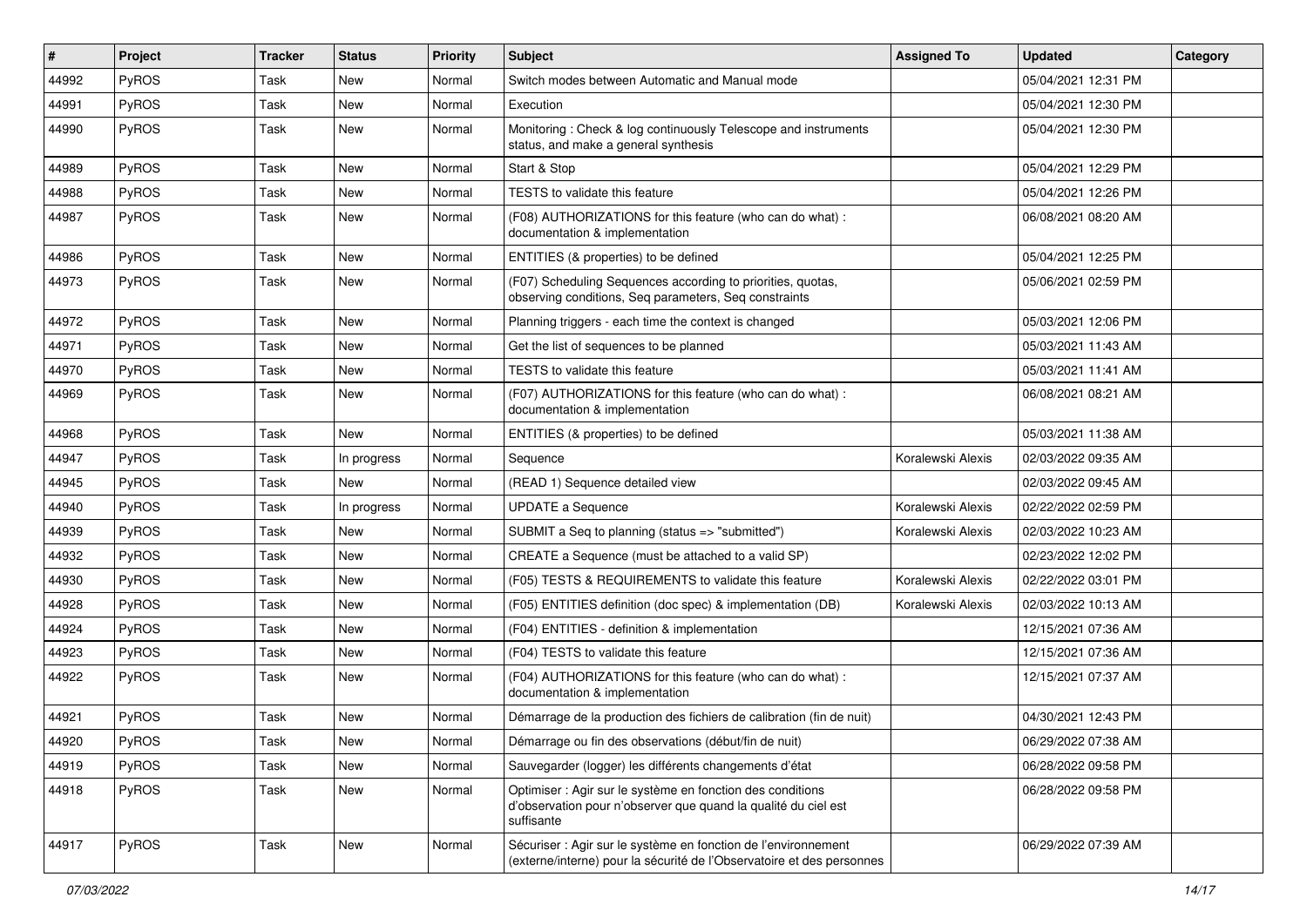| # | Project | Tracker | Status | Priority | Subject | Assigned To | Updated | Category |
|---|---|---|---|---|---|---|---|---|
| 44992 | PyROS | Task | New | Normal | Switch modes between Automatic and Manual mode | | 05/04/2021 12:31 PM | |
| 44991 | PyROS | Task | New | Normal | Execution | | 05/04/2021 12:30 PM | |
| 44990 | PyROS | Task | New | Normal | Monitoring : Check & log continuously Telescope and instruments status, and make a general synthesis | | 05/04/2021 12:30 PM | |
| 44989 | PyROS | Task | New | Normal | Start & Stop | | 05/04/2021 12:29 PM | |
| 44988 | PyROS | Task | New | Normal | TESTS to validate this feature | | 05/04/2021 12:26 PM | |
| 44987 | PyROS | Task | New | Normal | (F08) AUTHORIZATIONS for this feature (who can do what) : documentation & implementation | | 06/08/2021 08:20 AM | |
| 44986 | PyROS | Task | New | Normal | ENTITIES (& properties) to be defined | | 05/04/2021 12:25 PM | |
| 44973 | PyROS | Task | New | Normal | (F07) Scheduling Sequences according to priorities, quotas, observing conditions, Seq parameters, Seq constraints | | 05/06/2021 02:59 PM | |
| 44972 | PyROS | Task | New | Normal | Planning triggers - each time the context is changed | | 05/03/2021 12:06 PM | |
| 44971 | PyROS | Task | New | Normal | Get the list of sequences to be planned | | 05/03/2021 11:43 AM | |
| 44970 | PyROS | Task | New | Normal | TESTS to validate this feature | | 05/03/2021 11:41 AM | |
| 44969 | PyROS | Task | New | Normal | (F07) AUTHORIZATIONS for this feature (who can do what) : documentation & implementation | | 06/08/2021 08:21 AM | |
| 44968 | PyROS | Task | New | Normal | ENTITIES (& properties) to be defined | | 05/03/2021 11:38 AM | |
| 44947 | PyROS | Task | In progress | Normal | Sequence | Koralewski Alexis | 02/03/2022 09:35 AM | |
| 44945 | PyROS | Task | New | Normal | (READ 1) Sequence detailed view | | 02/03/2022 09:45 AM | |
| 44940 | PyROS | Task | In progress | Normal | UPDATE a Sequence | Koralewski Alexis | 02/22/2022 02:59 PM | |
| 44939 | PyROS | Task | New | Normal | SUBMIT a Seq to planning (status => "submitted") | Koralewski Alexis | 02/03/2022 10:23 AM | |
| 44932 | PyROS | Task | New | Normal | CREATE a Sequence (must be attached to a valid SP) | | 02/23/2022 12:02 PM | |
| 44930 | PyROS | Task | New | Normal | (F05) TESTS & REQUIREMENTS to validate this feature | Koralewski Alexis | 02/22/2022 03:01 PM | |
| 44928 | PyROS | Task | New | Normal | (F05) ENTITIES definition (doc spec) & implementation (DB) | Koralewski Alexis | 02/03/2022 10:13 AM | |
| 44924 | PyROS | Task | New | Normal | (F04) ENTITIES - definition & implementation | | 12/15/2021 07:36 AM | |
| 44923 | PyROS | Task | New | Normal | (F04) TESTS to validate this feature | | 12/15/2021 07:36 AM | |
| 44922 | PyROS | Task | New | Normal | (F04) AUTHORIZATIONS for this feature (who can do what) : documentation & implementation | | 12/15/2021 07:37 AM | |
| 44921 | PyROS | Task | New | Normal | Démarrage de la production des fichiers de calibration (fin de nuit) | | 04/30/2021 12:43 PM | |
| 44920 | PyROS | Task | New | Normal | Démarrage ou fin des observations (début/fin de nuit) | | 06/29/2022 07:38 AM | |
| 44919 | PyROS | Task | New | Normal | Sauvegarder (logger) les différents changements d'état | | 06/28/2022 09:58 PM | |
| 44918 | PyROS | Task | New | Normal | Optimiser : Agir sur le système en fonction des conditions d'observation pour n'observer que quand la qualité du ciel est suffisante | | 06/28/2022 09:58 PM | |
| 44917 | PyROS | Task | New | Normal | Sécuriser : Agir sur le système en fonction de l'environnement (externe/interne) pour la sécurité de l'Observatoire et des personnes | | 06/29/2022 07:39 AM | |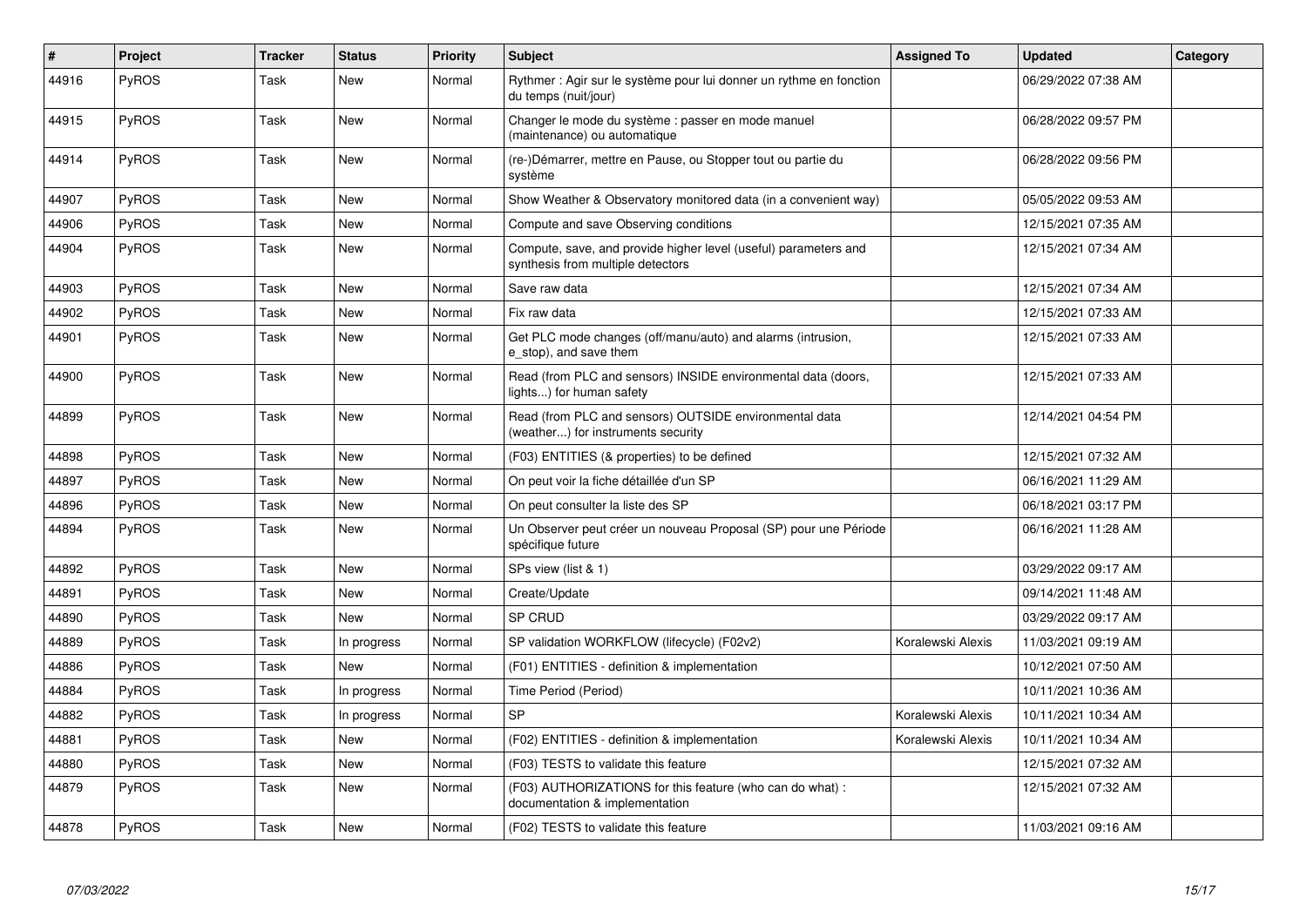| # | Project | Tracker | Status | Priority | Subject | Assigned To | Updated | Category |
|---|---|---|---|---|---|---|---|---|
| 44916 | PyROS | Task | New | Normal | Rythmer : Agir sur le système pour lui donner un rythme en fonction du temps (nuit/jour) | | 06/29/2022 07:38 AM | |
| 44915 | PyROS | Task | New | Normal | Changer le mode du système : passer en mode manuel (maintenance) ou automatique | | 06/28/2022 09:57 PM | |
| 44914 | PyROS | Task | New | Normal | (re-)Démarrer, mettre en Pause, ou Stopper tout ou partie du système | | 06/28/2022 09:56 PM | |
| 44907 | PyROS | Task | New | Normal | Show Weather & Observatory monitored data (in a convenient way) | | 05/05/2022 09:53 AM | |
| 44906 | PyROS | Task | New | Normal | Compute and save Observing conditions | | 12/15/2021 07:35 AM | |
| 44904 | PyROS | Task | New | Normal | Compute, save, and provide higher level (useful) parameters and synthesis from multiple detectors | | 12/15/2021 07:34 AM | |
| 44903 | PyROS | Task | New | Normal | Save raw data | | 12/15/2021 07:34 AM | |
| 44902 | PyROS | Task | New | Normal | Fix raw data | | 12/15/2021 07:33 AM | |
| 44901 | PyROS | Task | New | Normal | Get PLC mode changes (off/manu/auto) and alarms (intrusion, e_stop), and save them | | 12/15/2021 07:33 AM | |
| 44900 | PyROS | Task | New | Normal | Read (from PLC and sensors) INSIDE environmental data (doors, lights...) for human safety | | 12/15/2021 07:33 AM | |
| 44899 | PyROS | Task | New | Normal | Read (from PLC and sensors) OUTSIDE environmental data (weather...) for instruments security | | 12/14/2021 04:54 PM | |
| 44898 | PyROS | Task | New | Normal | (F03) ENTITIES (& properties) to be defined | | 12/15/2021 07:32 AM | |
| 44897 | PyROS | Task | New | Normal | On peut voir la fiche détaillée d'un SP | | 06/16/2021 11:29 AM | |
| 44896 | PyROS | Task | New | Normal | On peut consulter la liste des SP | | 06/18/2021 03:17 PM | |
| 44894 | PyROS | Task | New | Normal | Un Observer peut créer un nouveau Proposal (SP) pour une Période spécifique future | | 06/16/2021 11:28 AM | |
| 44892 | PyROS | Task | New | Normal | SPs view (list & 1) | | 03/29/2022 09:17 AM | |
| 44891 | PyROS | Task | New | Normal | Create/Update | | 09/14/2021 11:48 AM | |
| 44890 | PyROS | Task | New | Normal | SP CRUD | | 03/29/2022 09:17 AM | |
| 44889 | PyROS | Task | In progress | Normal | SP validation WORKFLOW (lifecycle) (F02v2) | Koralewski Alexis | 11/03/2021 09:19 AM | |
| 44886 | PyROS | Task | New | Normal | (F01) ENTITIES - definition & implementation | | 10/12/2021 07:50 AM | |
| 44884 | PyROS | Task | In progress | Normal | Time Period (Period) | | 10/11/2021 10:36 AM | |
| 44882 | PyROS | Task | In progress | Normal | SP | Koralewski Alexis | 10/11/2021 10:34 AM | |
| 44881 | PyROS | Task | New | Normal | (F02) ENTITIES - definition & implementation | Koralewski Alexis | 10/11/2021 10:34 AM | |
| 44880 | PyROS | Task | New | Normal | (F03) TESTS to validate this feature | | 12/15/2021 07:32 AM | |
| 44879 | PyROS | Task | New | Normal | (F03) AUTHORIZATIONS for this feature (who can do what) : documentation & implementation | | 12/15/2021 07:32 AM | |
| 44878 | PyROS | Task | New | Normal | (F02) TESTS to validate this feature | | 11/03/2021 09:16 AM | |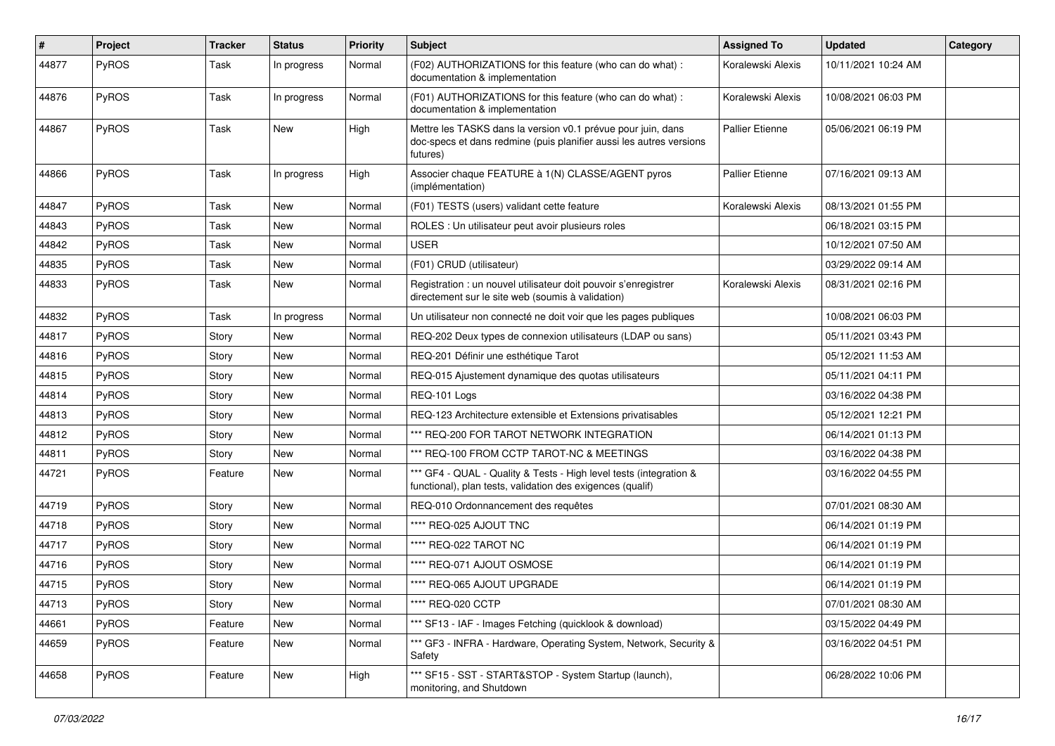| # | Project | Tracker | Status | Priority | Subject | Assigned To | Updated | Category |
| --- | --- | --- | --- | --- | --- | --- | --- | --- |
| 44877 | PyROS | Task | In progress | Normal | (F02) AUTHORIZATIONS for this feature (who can do what) : documentation & implementation | Koralewski Alexis | 10/11/2021 10:24 AM | |
| 44876 | PyROS | Task | In progress | Normal | (F01) AUTHORIZATIONS for this feature (who can do what) : documentation & implementation | Koralewski Alexis | 10/08/2021 06:03 PM | |
| 44867 | PyROS | Task | New | High | Mettre les TASKS dans la version v0.1 prévue pour juin, dans doc-specs et dans redmine (puis planifier aussi les autres versions futures) | Pallier Etienne | 05/06/2021 06:19 PM | |
| 44866 | PyROS | Task | In progress | High | Associer chaque FEATURE à 1(N) CLASSE/AGENT pyros (implémentation) | Pallier Etienne | 07/16/2021 09:13 AM | |
| 44847 | PyROS | Task | New | Normal | (F01) TESTS (users) validant cette feature | Koralewski Alexis | 08/13/2021 01:55 PM | |
| 44843 | PyROS | Task | New | Normal | ROLES : Un utilisateur peut avoir plusieurs roles | | 06/18/2021 03:15 PM | |
| 44842 | PyROS | Task | New | Normal | USER | | 10/12/2021 07:50 AM | |
| 44835 | PyROS | Task | New | Normal | (F01) CRUD (utilisateur) | | 03/29/2022 09:14 AM | |
| 44833 | PyROS | Task | New | Normal | Registration : un nouvel utilisateur doit pouvoir s'enregistrer directement sur le site web (soumis à validation) | Koralewski Alexis | 08/31/2021 02:16 PM | |
| 44832 | PyROS | Task | In progress | Normal | Un utilisateur non connecté ne doit voir que les pages publiques | | 10/08/2021 06:03 PM | |
| 44817 | PyROS | Story | New | Normal | REQ-202 Deux types de connexion utilisateurs (LDAP ou sans) | | 05/11/2021 03:43 PM | |
| 44816 | PyROS | Story | New | Normal | REQ-201 Définir une esthétique Tarot | | 05/12/2021 11:53 AM | |
| 44815 | PyROS | Story | New | Normal | REQ-015 Ajustement dynamique des quotas utilisateurs | | 05/11/2021 04:11 PM | |
| 44814 | PyROS | Story | New | Normal | REQ-101 Logs | | 03/16/2022 04:38 PM | |
| 44813 | PyROS | Story | New | Normal | REQ-123 Architecture extensible et Extensions privatisables | | 05/12/2021 12:21 PM | |
| 44812 | PyROS | Story | New | Normal | *** REQ-200 FOR TAROT NETWORK INTEGRATION | | 06/14/2021 01:13 PM | |
| 44811 | PyROS | Story | New | Normal | *** REQ-100 FROM CCTP TAROT-NC & MEETINGS | | 03/16/2022 04:38 PM | |
| 44721 | PyROS | Feature | New | Normal | *** GF4 - QUAL - Quality & Tests - High level tests (integration & functional), plan tests, validation des exigences (qualif) | | 03/16/2022 04:55 PM | |
| 44719 | PyROS | Story | New | Normal | REQ-010 Ordonnancement des requêtes | | 07/01/2021 08:30 AM | |
| 44718 | PyROS | Story | New | Normal | **** REQ-025 AJOUT TNC | | 06/14/2021 01:19 PM | |
| 44717 | PyROS | Story | New | Normal | **** REQ-022 TAROT NC | | 06/14/2021 01:19 PM | |
| 44716 | PyROS | Story | New | Normal | **** REQ-071 AJOUT OSMOSE | | 06/14/2021 01:19 PM | |
| 44715 | PyROS | Story | New | Normal | **** REQ-065 AJOUT UPGRADE | | 06/14/2021 01:19 PM | |
| 44713 | PyROS | Story | New | Normal | **** REQ-020 CCTP | | 07/01/2021 08:30 AM | |
| 44661 | PyROS | Feature | New | Normal | *** SF13 - IAF - Images Fetching (quicklook & download) | | 03/15/2022 04:49 PM | |
| 44659 | PyROS | Feature | New | Normal | *** GF3 - INFRA - Hardware, Operating System, Network, Security & Safety | | 03/16/2022 04:51 PM | |
| 44658 | PyROS | Feature | New | High | *** SF15 - SST - START&STOP - System Startup (launch), monitoring, and Shutdown | | 06/28/2022 10:06 PM | |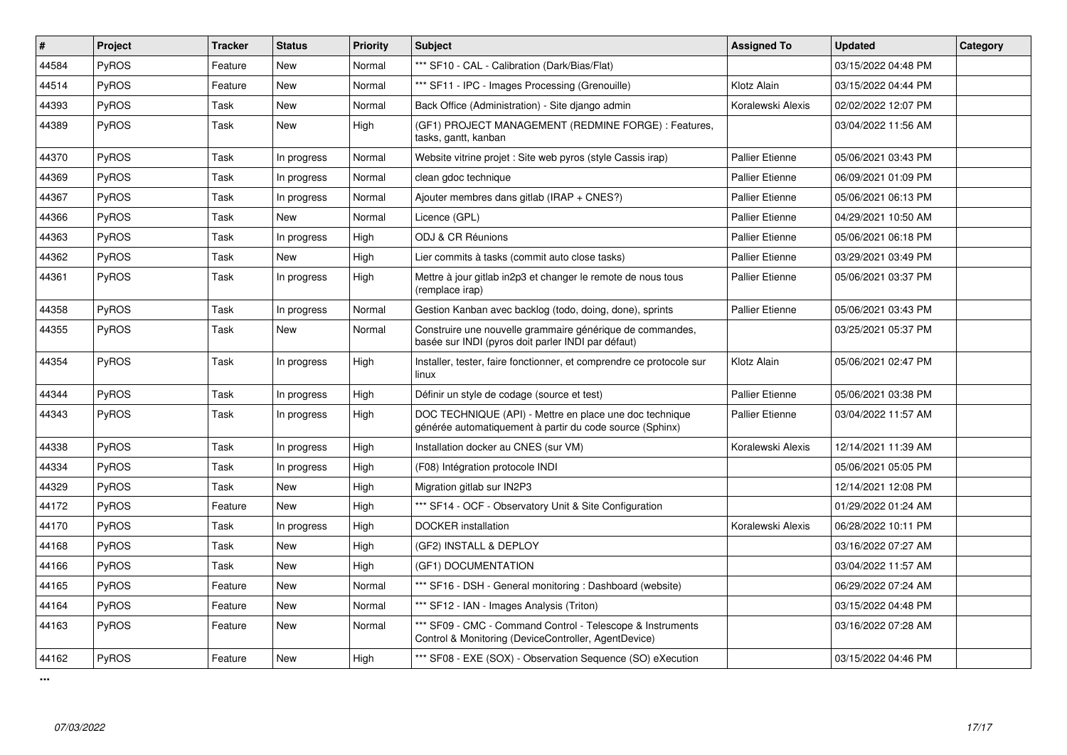| # | Project | Tracker | Status | Priority | Subject | Assigned To | Updated | Category |
|---|---|---|---|---|---|---|---|---|
| 44584 | PyROS | Feature | New | Normal | *** SF10 - CAL - Calibration (Dark/Bias/Flat) | | 03/15/2022 04:48 PM | |
| 44514 | PyROS | Feature | New | Normal | *** SF11 - IPC - Images Processing (Grenouille) | Klotz Alain | 03/15/2022 04:44 PM | |
| 44393 | PyROS | Task | New | Normal | Back Office (Administration) - Site django admin | Koralewski Alexis | 02/02/2022 12:07 PM | |
| 44389 | PyROS | Task | New | High | (GF1) PROJECT MANAGEMENT (REDMINE FORGE) : Features, tasks, gantt, kanban | | 03/04/2022 11:56 AM | |
| 44370 | PyROS | Task | In progress | Normal | Website vitrine projet : Site web pyros (style Cassis irap) | Pallier Etienne | 05/06/2021 03:43 PM | |
| 44369 | PyROS | Task | In progress | Normal | clean gdoc technique | Pallier Etienne | 06/09/2021 01:09 PM | |
| 44367 | PyROS | Task | In progress | Normal | Ajouter membres dans gitlab (IRAP + CNES?) | Pallier Etienne | 05/06/2021 06:13 PM | |
| 44366 | PyROS | Task | New | Normal | Licence (GPL) | Pallier Etienne | 04/29/2021 10:50 AM | |
| 44363 | PyROS | Task | In progress | High | ODJ & CR Réunions | Pallier Etienne | 05/06/2021 06:18 PM | |
| 44362 | PyROS | Task | New | High | Lier commits à tasks (commit auto close tasks) | Pallier Etienne | 03/29/2021 03:49 PM | |
| 44361 | PyROS | Task | In progress | High | Mettre à jour gitlab in2p3 et changer le remote de nous tous (remplace irap) | Pallier Etienne | 05/06/2021 03:37 PM | |
| 44358 | PyROS | Task | In progress | Normal | Gestion Kanban avec backlog (todo, doing, done), sprints | Pallier Etienne | 05/06/2021 03:43 PM | |
| 44355 | PyROS | Task | New | Normal | Construire une nouvelle grammaire générique de commandes, basée sur INDI (pyros doit parler INDI par défaut) | | 03/25/2021 05:37 PM | |
| 44354 | PyROS | Task | In progress | High | Installer, tester, faire fonctionner, et comprendre ce protocole sur linux | Klotz Alain | 05/06/2021 02:47 PM | |
| 44344 | PyROS | Task | In progress | High | Définir un style de codage (source et test) | Pallier Etienne | 05/06/2021 03:38 PM | |
| 44343 | PyROS | Task | In progress | High | DOC TECHNIQUE (API) - Mettre en place une doc technique générée automatiquement à partir du code source (Sphinx) | Pallier Etienne | 03/04/2022 11:57 AM | |
| 44338 | PyROS | Task | In progress | High | Installation docker au CNES (sur VM) | Koralewski Alexis | 12/14/2021 11:39 AM | |
| 44334 | PyROS | Task | In progress | High | (F08) Intégration protocole INDI | | 05/06/2021 05:05 PM | |
| 44329 | PyROS | Task | New | High | Migration gitlab sur IN2P3 | | 12/14/2021 12:08 PM | |
| 44172 | PyROS | Feature | New | High | *** SF14 - OCF - Observatory Unit & Site Configuration | | 01/29/2022 01:24 AM | |
| 44170 | PyROS | Task | In progress | High | DOCKER installation | Koralewski Alexis | 06/28/2022 10:11 PM | |
| 44168 | PyROS | Task | New | High | (GF2) INSTALL & DEPLOY | | 03/16/2022 07:27 AM | |
| 44166 | PyROS | Task | New | High | (GF1) DOCUMENTATION | | 03/04/2022 11:57 AM | |
| 44165 | PyROS | Feature | New | Normal | *** SF16 - DSH - General monitoring : Dashboard (website) | | 06/29/2022 07:24 AM | |
| 44164 | PyROS | Feature | New | Normal | *** SF12 - IAN - Images Analysis (Triton) | | 03/15/2022 04:48 PM | |
| 44163 | PyROS | Feature | New | Normal | *** SF09 - CMC - Command Control - Telescope & Instruments Control & Monitoring (DeviceController, AgentDevice) | | 03/16/2022 07:28 AM | |
| 44162 | PyROS | Feature | New | High | *** SF08 - EXE (SOX) - Observation Sequence (SO) eXecution | | 03/15/2022 04:46 PM | |

...